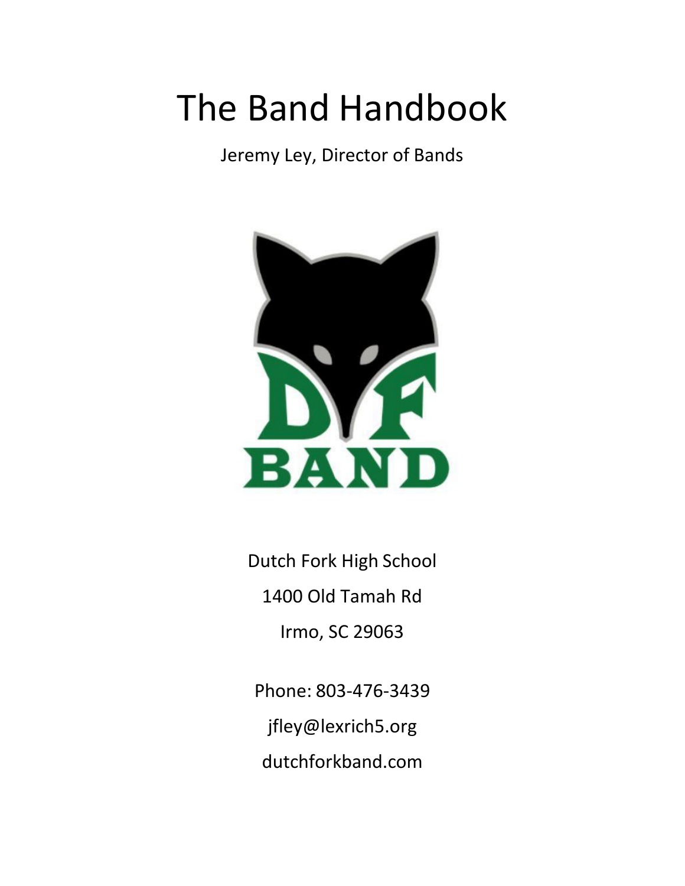# The Band Handbook

Jeremy Ley, Director of Bands

Dutch Fork High School

1400 Old Tamah Rd

Irmo, SC 29063

Phone: 803-476-3439

jfley@lexrich5.org

dutchforkband.com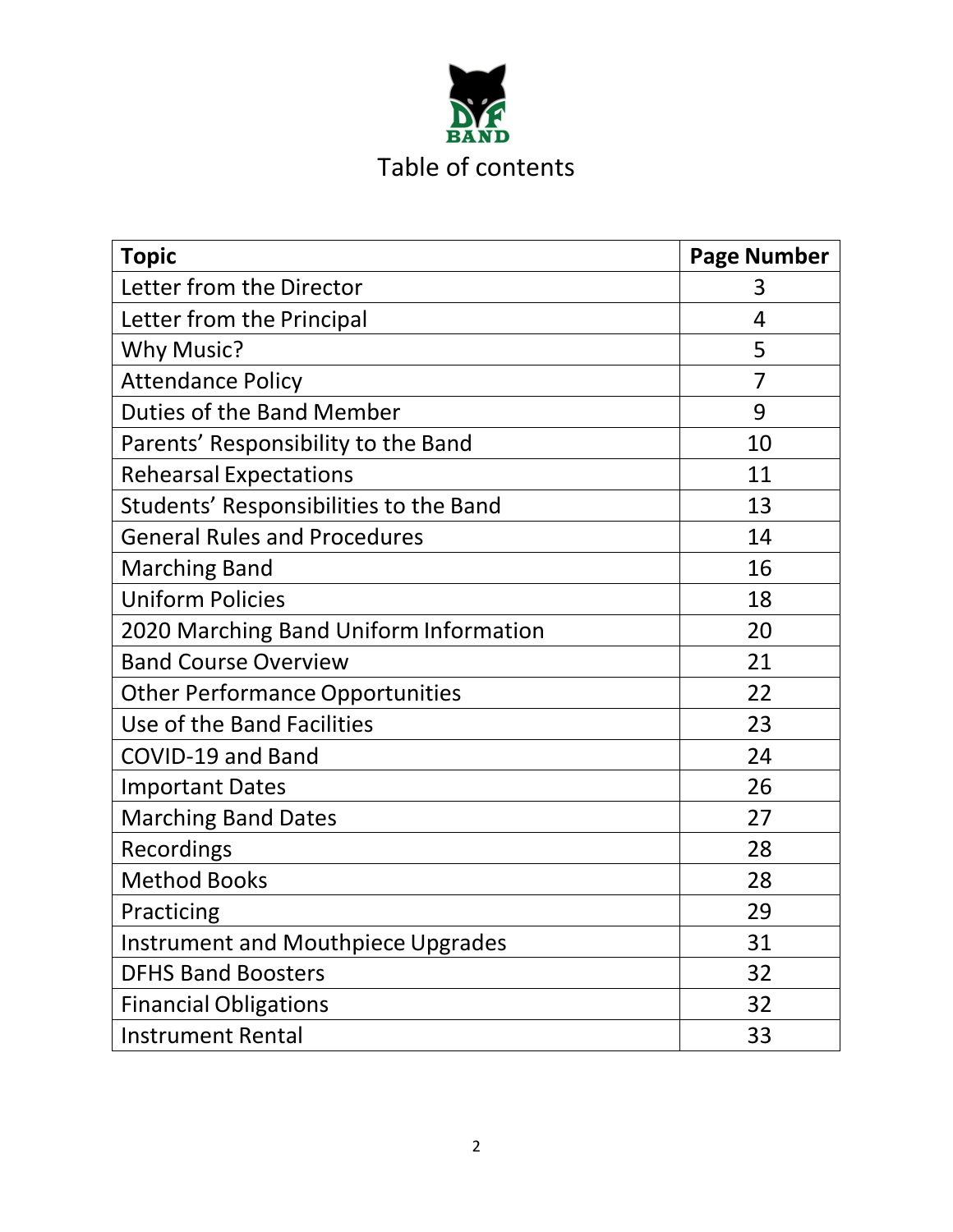# Table of contents

| Topic | Page Number |
|---|---|
| Letter from the Director | 3 |
| Letter from the Principal | 4 |
| Why Music? | 5 |
| Attendance Policy | 7 |
| Duties of the Band Member | 9 |
| Parents' Responsibility to the Band | 10 |
| Rehearsal Expectations | 11 |
| Students' Responsibilities to the Band | 13 |
| General Rules and Procedures | 14 |
| Marching Band | 16 |
| Uniform Policies | 18 |
| 2020 Marching Band Uniform Information | 20 |
| Band Course Overview | 21 |
| Other Performance Opportunities | 22 |
| Use of the Band Facilities | 23 |
| COVID-19 and Band | 24 |
| Important Dates | 26 |
| Marching Band Dates | 27 |
| Recordings | 28 |
| Method Books | 28 |
| Practicing | 29 |
| Instrument and Mouthpiece Upgrades | 31 |
| DFHS Band Boosters | 32 |
| Financial Obligations | 32 |
| Instrument Rental | 33 |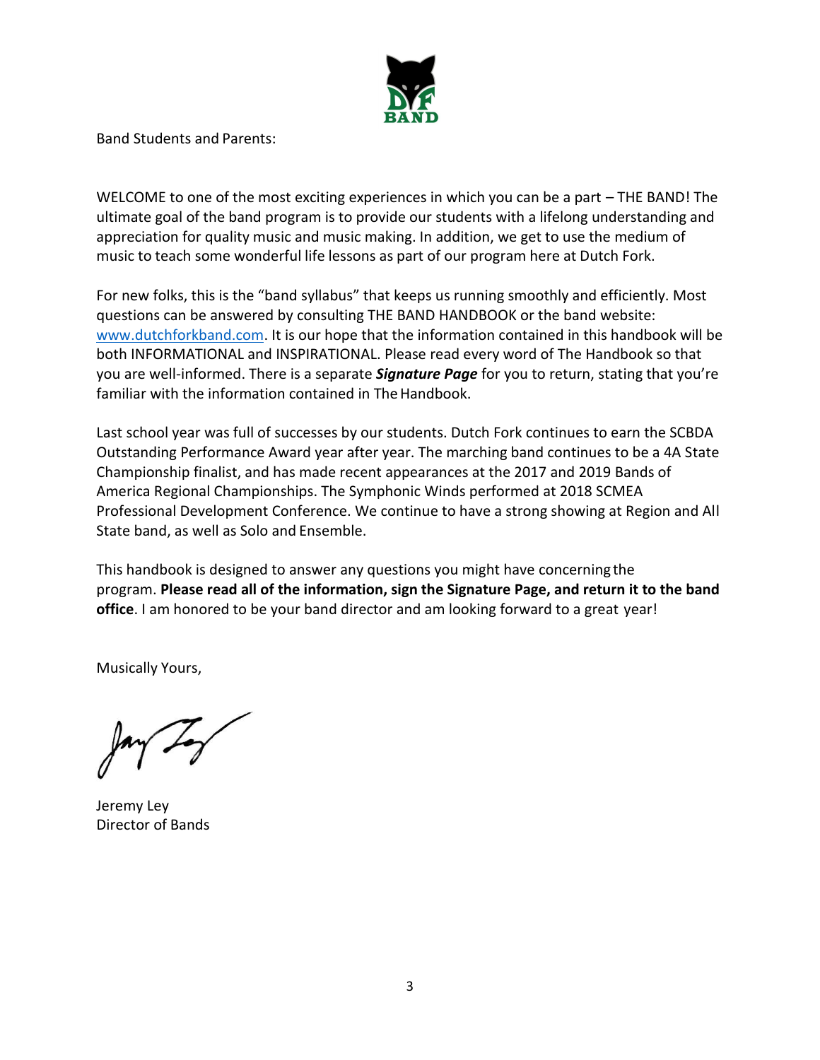Band Students and Parents:

WELCOME to one of the most exciting experiences in which you can be a part – THE BAND! The ultimate goal of the band program is to provide our students with a lifelong understanding and appreciation for quality music and music making. In addition, we get to use the medium of music to teach some wonderful life lessons as part of our program here at Dutch Fork.

For new folks, this is the "band syllabus" that keeps us running smoothly and efficiently. Most questions can be answered by consulting THE BAND HANDBOOK or the band website: [www.dutchforkband.com](http://www.dutchforkband.com). It is our hope that the information contained in this handbook will be both INFORMATIONAL and INSPIRATIONAL. Please read every word of The Handbook so that you are well-informed. There is a separate ***Signature Page*** for you to return, stating that you're familiar with the information contained in The Handbook.

Last school year was full of successes by our students. Dutch Fork continues to earn the SCBDA Outstanding Performance Award year after year. The marching band continues to be a 4A State Championship finalist, and has made recent appearances at the 2017 and 2019 Bands of America Regional Championships. The Symphonic Winds performed at 2018 SCMEA Professional Development Conference. We continue to have a strong showing at Region and All State band, as well as Solo and Ensemble.

This handbook is designed to answer any questions you might have concerning the program. **Please read all of the information, sign the Signature Page, and return it to the band office**. I am honored to be your band director and am looking forward to a great year!

Musically Yours,

Jeremy Ley
Director of Bands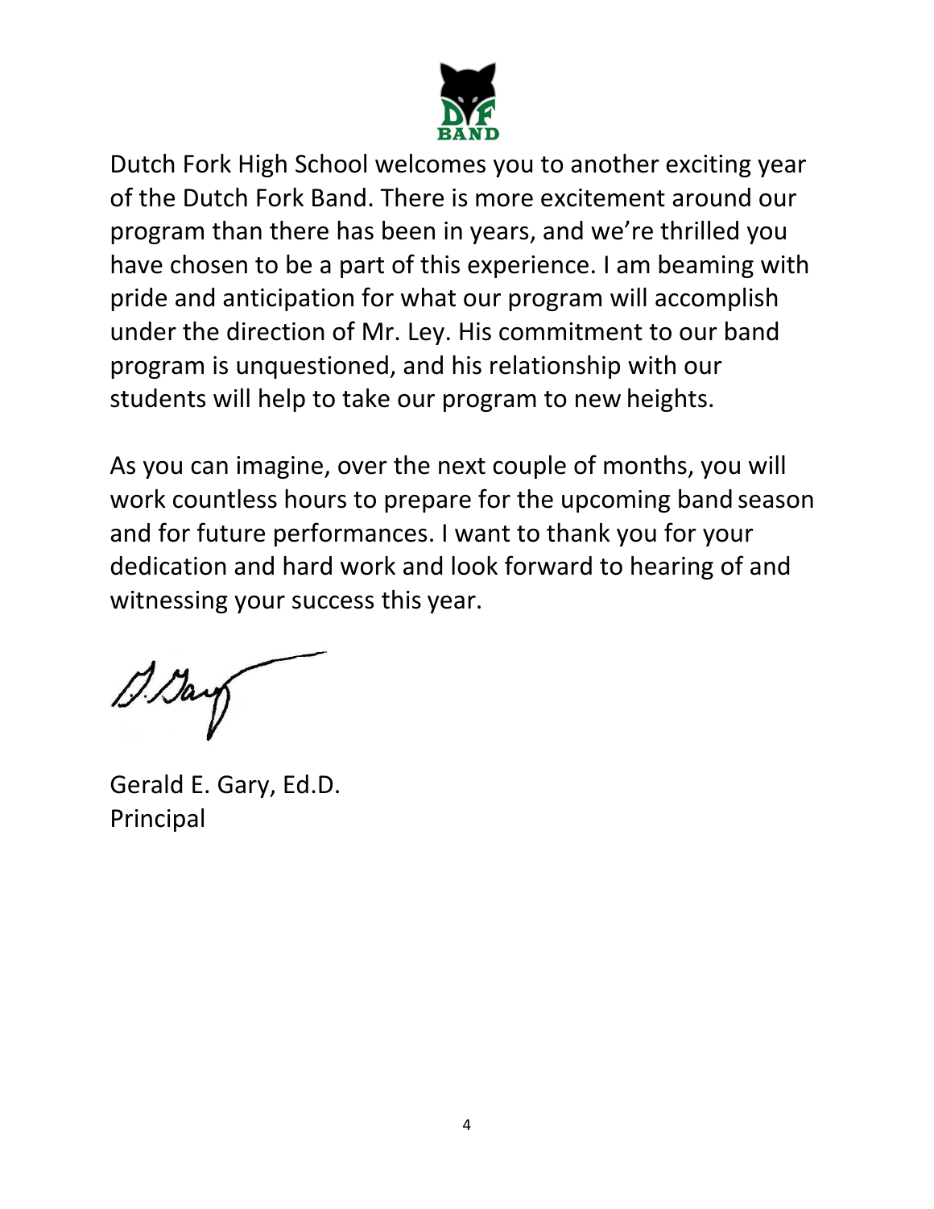Dutch Fork High School welcomes you to another exciting year of the Dutch Fork Band. There is more excitement around our program than there has been in years, and we're thrilled you have chosen to be a part of this experience. I am beaming with pride and anticipation for what our program will accomplish under the direction of Mr. Ley. His commitment to our band program is unquestioned, and his relationship with our students will help to take our program to new heights.

As you can imagine, over the next couple of months, you will work countless hours to prepare for the upcoming band season and for future performances. I want to thank you for your dedication and hard work and look forward to hearing of and witnessing your success this year.

Gerald E. Gary, Ed.D.
Principal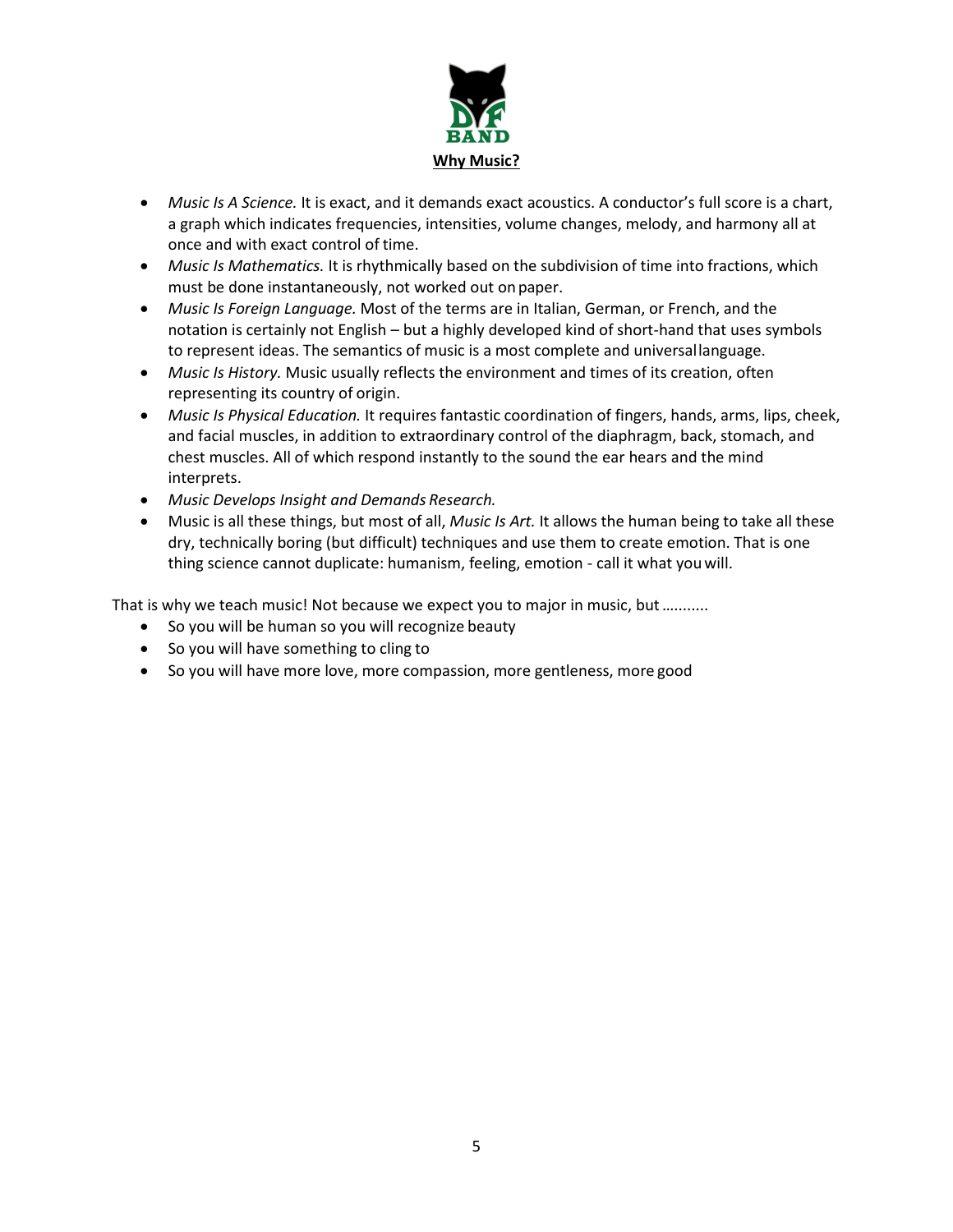## Why Music?

- *Music Is A Science.* It is exact, and it demands exact acoustics. A conductor's full score is a chart, a graph which indicates frequencies, intensities, volume changes, melody, and harmony all at once and with exact control of time.
- *Music Is Mathematics.* It is rhythmically based on the subdivision of time into fractions, which must be done instantaneously, not worked out on paper.
- *Music Is Foreign Language.* Most of the terms are in Italian, German, or French, and the notation is certainly not English – but a highly developed kind of short-hand that uses symbols to represent ideas. The semantics of music is a most complete and universal language.
- *Music Is History.* Music usually reflects the environment and times of its creation, often representing its country of origin.
- *Music Is Physical Education.* It requires fantastic coordination of fingers, hands, arms, lips, cheek, and facial muscles, in addition to extraordinary control of the diaphragm, back, stomach, and chest muscles. All of which respond instantly to the sound the ear hears and the mind interprets.
- *Music Develops Insight and Demands Research.*
- Music is all these things, but most of all, *Music Is Art.* It allows the human being to take all these dry, technically boring (but difficult) techniques and use them to create emotion. That is one thing science cannot duplicate: humanism, feeling, emotion - call it what you will.

That is why we teach music! Not because we expect you to major in music, but ...........

- So you will be human so you will recognize beauty
- So you will have something to cling to
- So you will have more love, more compassion, more gentleness, more good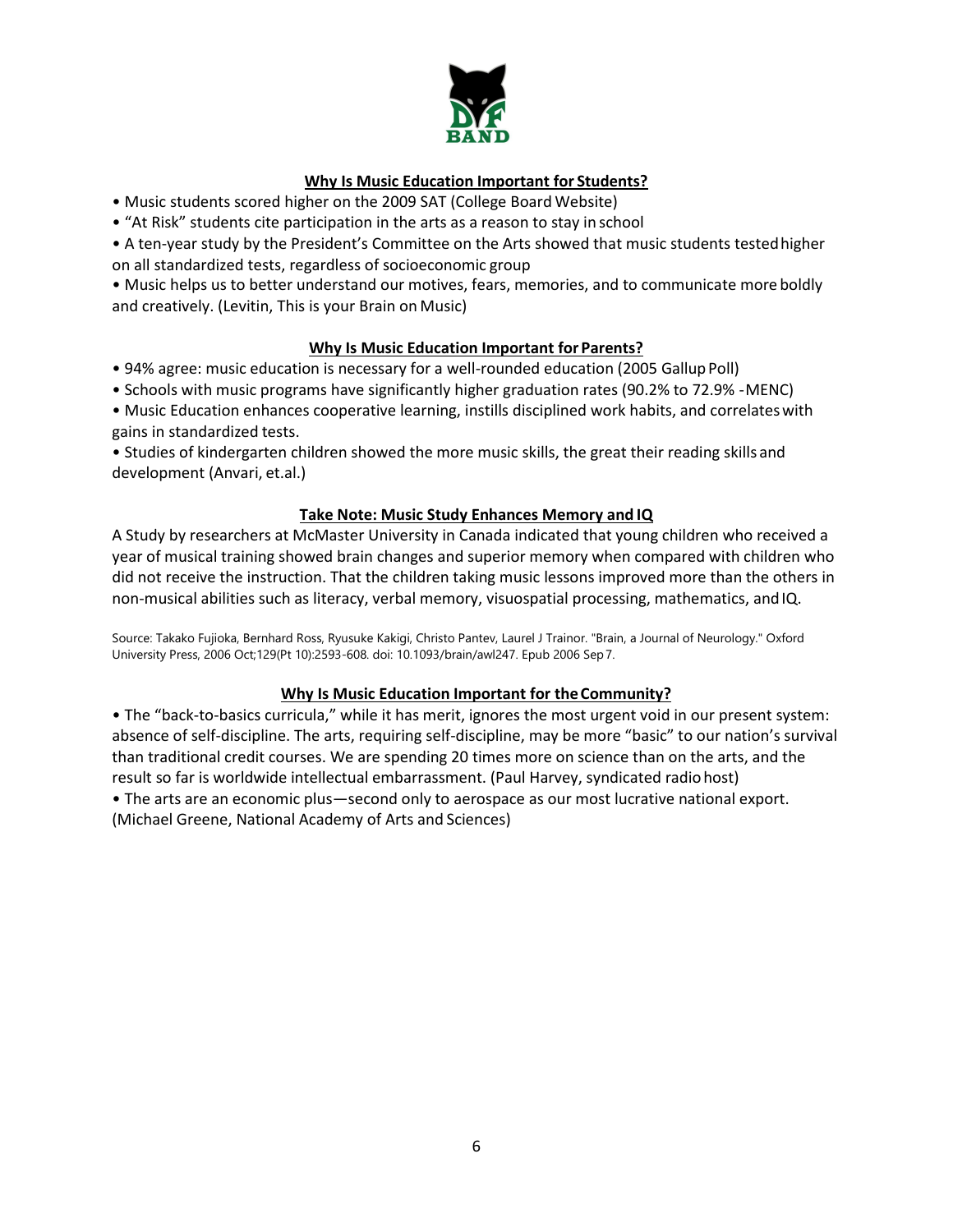## Why Is Music Education Important for Students?

- Music students scored higher on the 2009 SAT (College Board Website)
- "At Risk" students cite participation in the arts as a reason to stay in school
- A ten-year study by the President's Committee on the Arts showed that music students tested higher on all standardized tests, regardless of socioeconomic group
- Music helps us to better understand our motives, fears, memories, and to communicate more boldly and creatively. (Levitin, This is your Brain on Music)

## Why Is Music Education Important for Parents?

- 94% agree: music education is necessary for a well-rounded education (2005 Gallup Poll)
- Schools with music programs have significantly higher graduation rates (90.2% to 72.9% -MENC)
- Music Education enhances cooperative learning, instills disciplined work habits, and correlates with gains in standardized tests.
- Studies of kindergarten children showed the more music skills, the great their reading skills and development (Anvari, et.al.)

## Take Note: Music Study Enhances Memory and IQ

A Study by researchers at McMaster University in Canada indicated that young children who received a year of musical training showed brain changes and superior memory when compared with children who did not receive the instruction. That the children taking music lessons improved more than the others in non-musical abilities such as literacy, verbal memory, visuospatial processing, mathematics, and IQ.

Source: Takako Fujioka, Bernhard Ross, Ryusuke Kakigi, Christo Pantev, Laurel J Trainor. "Brain, a Journal of Neurology." Oxford University Press, 2006 Oct;129(Pt 10):2593-608. doi: 10.1093/brain/awl247. Epub 2006 Sep 7.

## Why Is Music Education Important for the Community?

- The "back-to-basics curricula," while it has merit, ignores the most urgent void in our present system: absence of self-discipline. The arts, requiring self-discipline, may be more "basic" to our nation's survival than traditional credit courses. We are spending 20 times more on science than on the arts, and the result so far is worldwide intellectual embarrassment. (Paul Harvey, syndicated radio host)
- The arts are an economic plus—second only to aerospace as our most lucrative national export. (Michael Greene, National Academy of Arts and Sciences)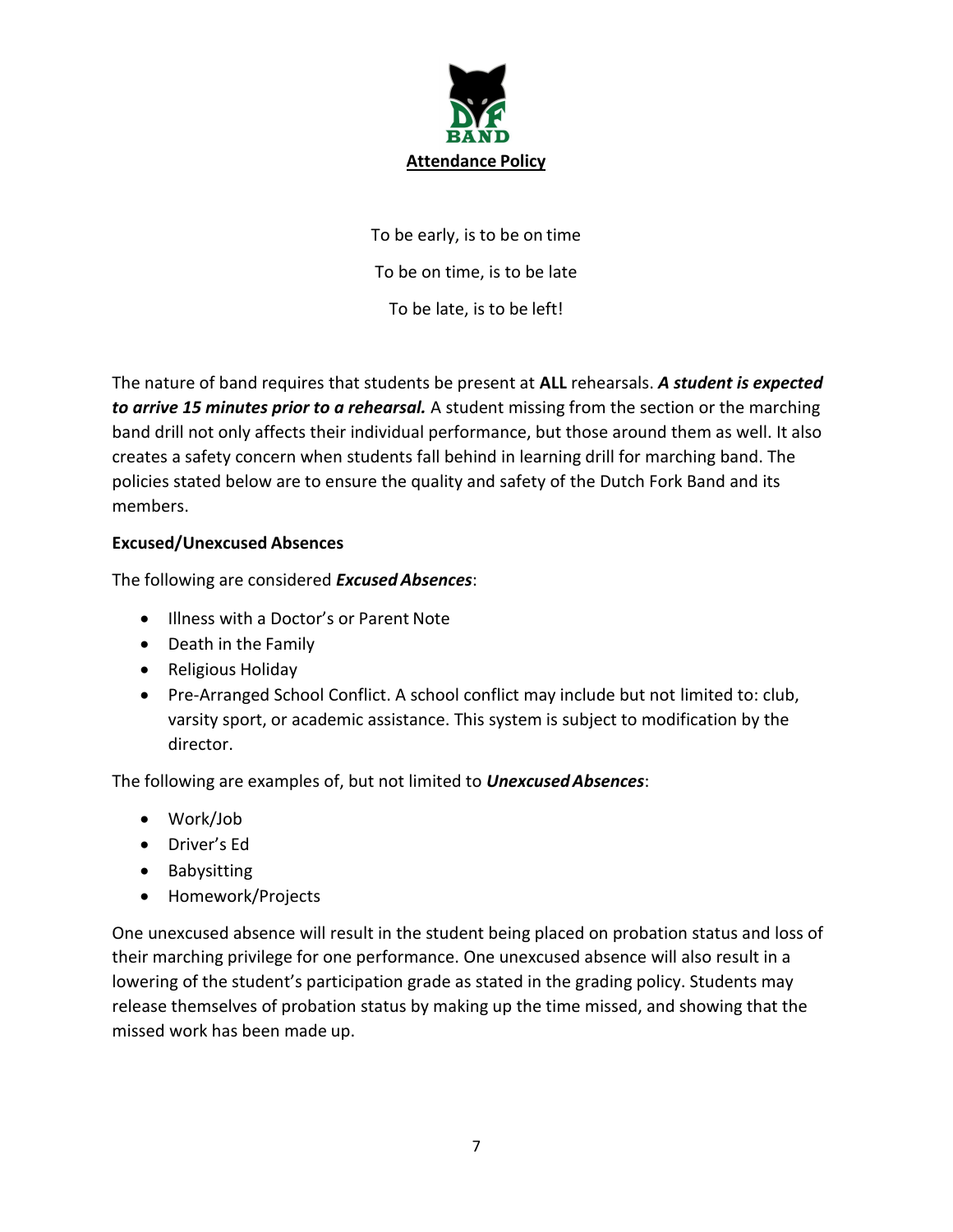# Attendance Policy

To be early, is to be on time

To be on time, is to be late

To be late, is to be left!

The nature of band requires that students be present at **ALL** rehearsals. ***A student is expected to arrive 15 minutes prior to a rehearsal.*** A student missing from the section or the marching band drill not only affects their individual performance, but those around them as well. It also creates a safety concern when students fall behind in learning drill for marching band. The policies stated below are to ensure the quality and safety of the Dutch Fork Band and its members.

**Excused/Unexcused Absences**

The following are considered ***Excused Absences***:

- Illness with a Doctor's or Parent Note
- Death in the Family
- Religious Holiday
- Pre-Arranged School Conflict. A school conflict may include but not limited to: club, varsity sport, or academic assistance. This system is subject to modification by the director.

The following are examples of, but not limited to ***Unexcused Absences***:

- Work/Job
- Driver's Ed
- Babysitting
- Homework/Projects

One unexcused absence will result in the student being placed on probation status and loss of their marching privilege for one performance. One unexcused absence will also result in a lowering of the student's participation grade as stated in the grading policy. Students may release themselves of probation status by making up the time missed, and showing that the missed work has been made up.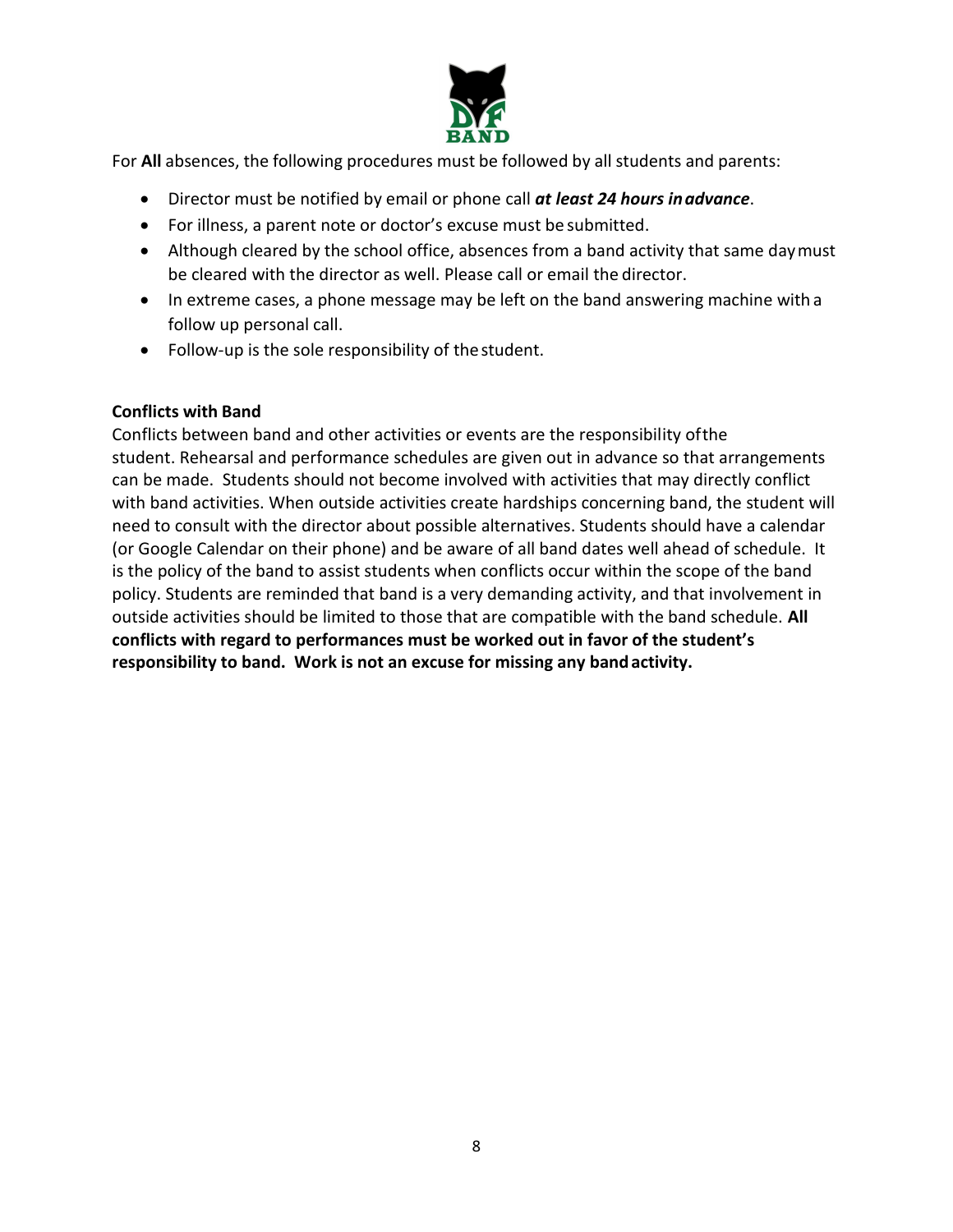For **All** absences, the following procedures must be followed by all students and parents:

- Director must be notified by email or phone call ***at least 24 hours in advance***.
- For illness, a parent note or doctor's excuse must be submitted.
- Although cleared by the school office, absences from a band activity that same day must be cleared with the director as well. Please call or email the director.
- In extreme cases, a phone message may be left on the band answering machine with a follow up personal call.
- Follow-up is the sole responsibility of the student.

**Conflicts with Band**

Conflicts between band and other activities or events are the responsibility of the student. Rehearsal and performance schedules are given out in advance so that arrangements can be made. Students should not become involved with activities that may directly conflict with band activities. When outside activities create hardships concerning band, the student will need to consult with the director about possible alternatives. Students should have a calendar (or Google Calendar on their phone) and be aware of all band dates well ahead of schedule. It is the policy of the band to assist students when conflicts occur within the scope of the band policy. Students are reminded that band is a very demanding activity, and that involvement in outside activities should be limited to those that are compatible with the band schedule. **All conflicts with regard to performances must be worked out in favor of the student's responsibility to band. Work is not an excuse for missing any band activity.**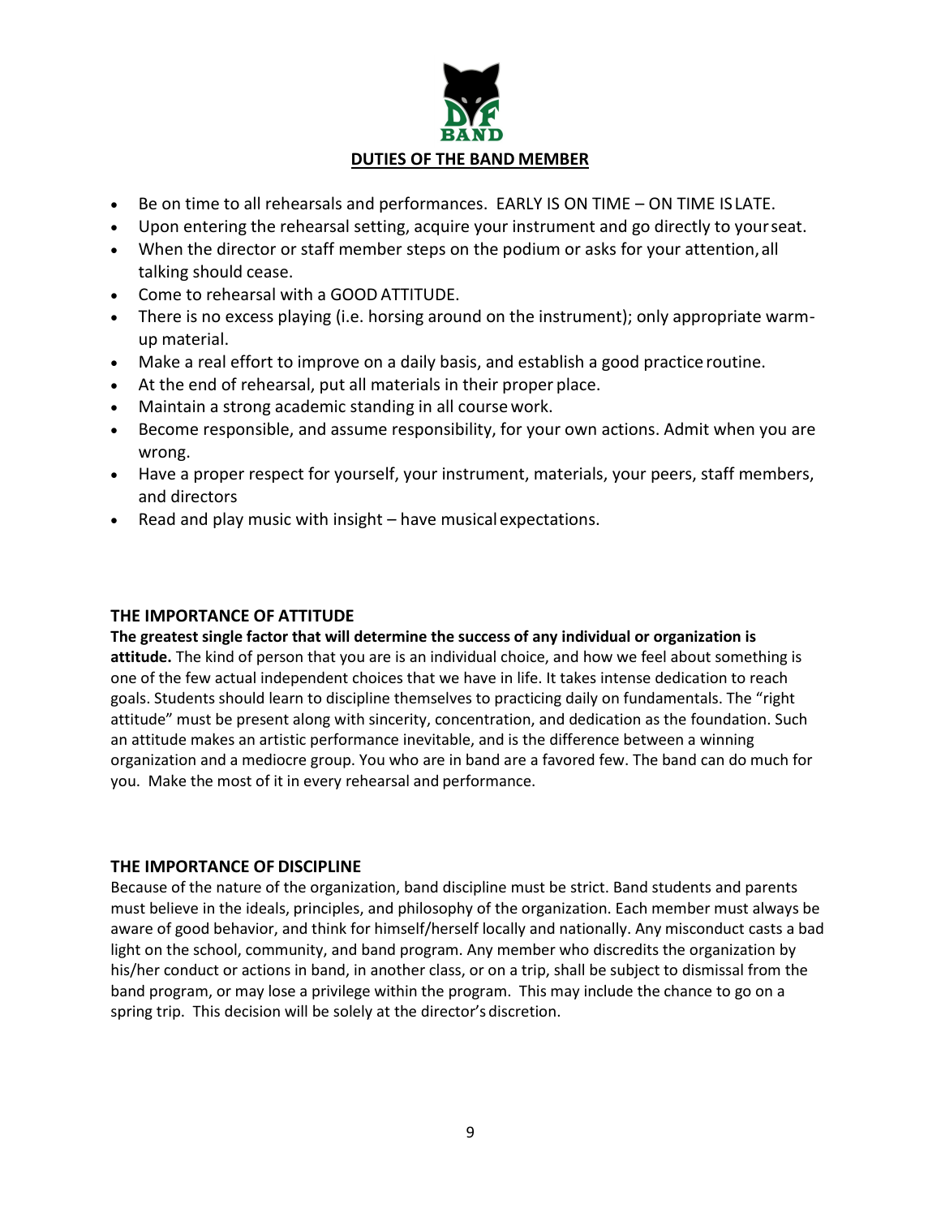## DUTIES OF THE BAND MEMBER

- Be on time to all rehearsals and performances. EARLY IS ON TIME – ON TIME IS LATE.
- Upon entering the rehearsal setting, acquire your instrument and go directly to your seat.
- When the director or staff member steps on the podium or asks for your attention, all talking should cease.
- Come to rehearsal with a GOOD ATTITUDE.
- There is no excess playing (i.e. horsing around on the instrument); only appropriate warm-up material.
- Make a real effort to improve on a daily basis, and establish a good practice routine.
- At the end of rehearsal, put all materials in their proper place.
- Maintain a strong academic standing in all course work.
- Become responsible, and assume responsibility, for your own actions. Admit when you are wrong.
- Have a proper respect for yourself, your instrument, materials, your peers, staff members, and directors
- Read and play music with insight – have musical expectations.

### THE IMPORTANCE OF ATTITUDE

**The greatest single factor that will determine the success of any individual or organization is attitude.** The kind of person that you are is an individual choice, and how we feel about something is one of the few actual independent choices that we have in life. It takes intense dedication to reach goals. Students should learn to discipline themselves to practicing daily on fundamentals. The "right attitude" must be present along with sincerity, concentration, and dedication as the foundation. Such an attitude makes an artistic performance inevitable, and is the difference between a winning organization and a mediocre group. You who are in band are a favored few. The band can do much for you. Make the most of it in every rehearsal and performance.

### THE IMPORTANCE OF DISCIPLINE

Because of the nature of the organization, band discipline must be strict. Band students and parents must believe in the ideals, principles, and philosophy of the organization. Each member must always be aware of good behavior, and think for himself/herself locally and nationally. Any misconduct casts a bad light on the school, community, and band program. Any member who discredits the organization by his/her conduct or actions in band, in another class, or on a trip, shall be subject to dismissal from the band program, or may lose a privilege within the program. This may include the chance to go on a spring trip. This decision will be solely at the director's discretion.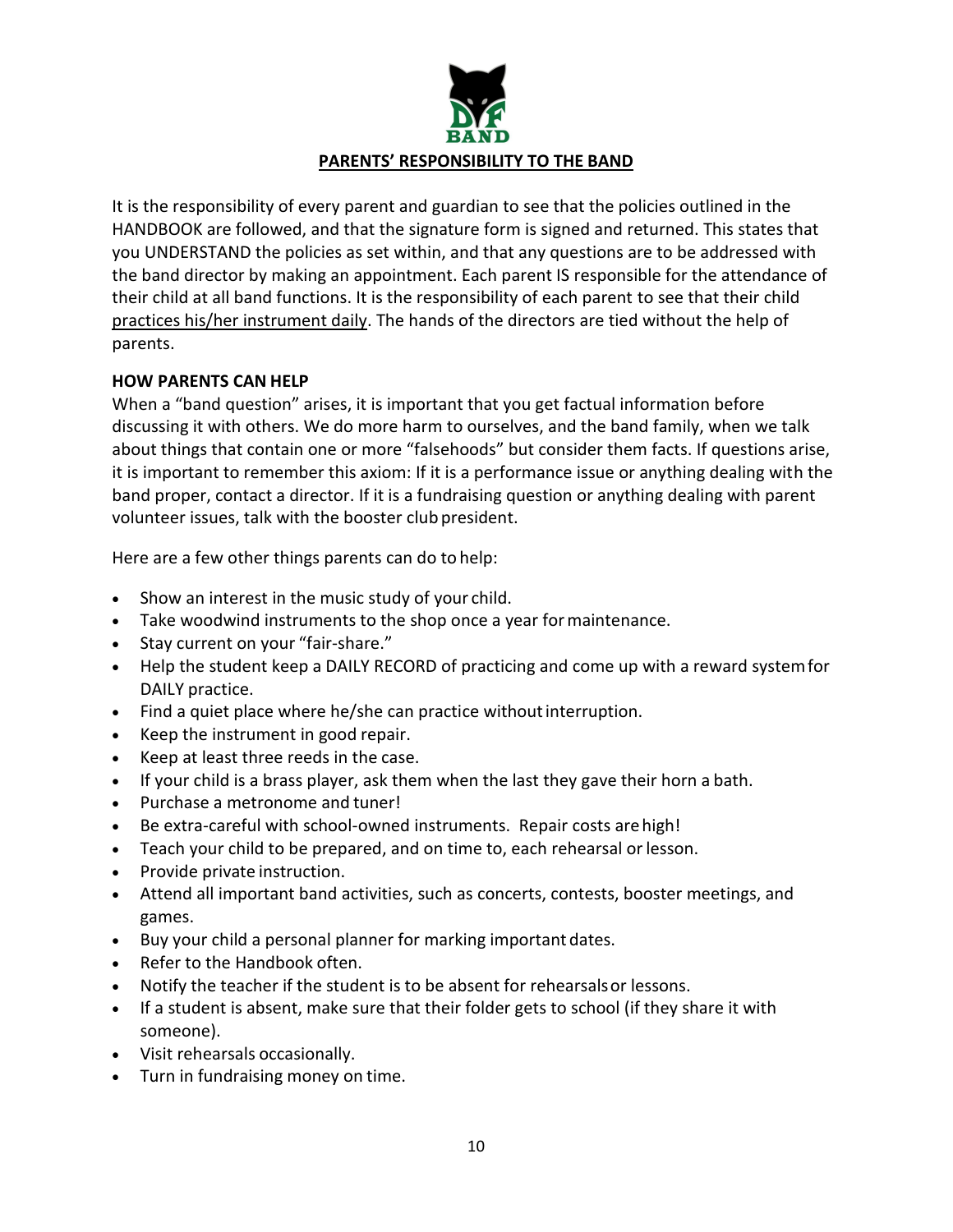## PARENTS' RESPONSIBILITY TO THE BAND

It is the responsibility of every parent and guardian to see that the policies outlined in the HANDBOOK are followed, and that the signature form is signed and returned. This states that you UNDERSTAND the policies as set within, and that any questions are to be addressed with the band director by making an appointment. Each parent IS responsible for the attendance of their child at all band functions. It is the responsibility of each parent to see that their child practices his/her instrument daily. The hands of the directors are tied without the help of parents.

### HOW PARENTS CAN HELP

When a "band question" arises, it is important that you get factual information before discussing it with others. We do more harm to ourselves, and the band family, when we talk about things that contain one or more "falsehoods" but consider them facts. If questions arise, it is important to remember this axiom: If it is a performance issue or anything dealing with the band proper, contact a director. If it is a fundraising question or anything dealing with parent volunteer issues, talk with the booster club president.

Here are a few other things parents can do to help:

- Show an interest in the music study of your child.
- Take woodwind instruments to the shop once a year for maintenance.
- Stay current on your "fair-share."
- Help the student keep a DAILY RECORD of practicing and come up with a reward system for DAILY practice.
- Find a quiet place where he/she can practice without interruption.
- Keep the instrument in good repair.
- Keep at least three reeds in the case.
- If your child is a brass player, ask them when the last they gave their horn a bath.
- Purchase a metronome and tuner!
- Be extra-careful with school-owned instruments. Repair costs are high!
- Teach your child to be prepared, and on time to, each rehearsal or lesson.
- Provide private instruction.
- Attend all important band activities, such as concerts, contests, booster meetings, and games.
- Buy your child a personal planner for marking important dates.
- Refer to the Handbook often.
- Notify the teacher if the student is to be absent for rehearsals or lessons.
- If a student is absent, make sure that their folder gets to school (if they share it with someone).
- Visit rehearsals occasionally.
- Turn in fundraising money on time.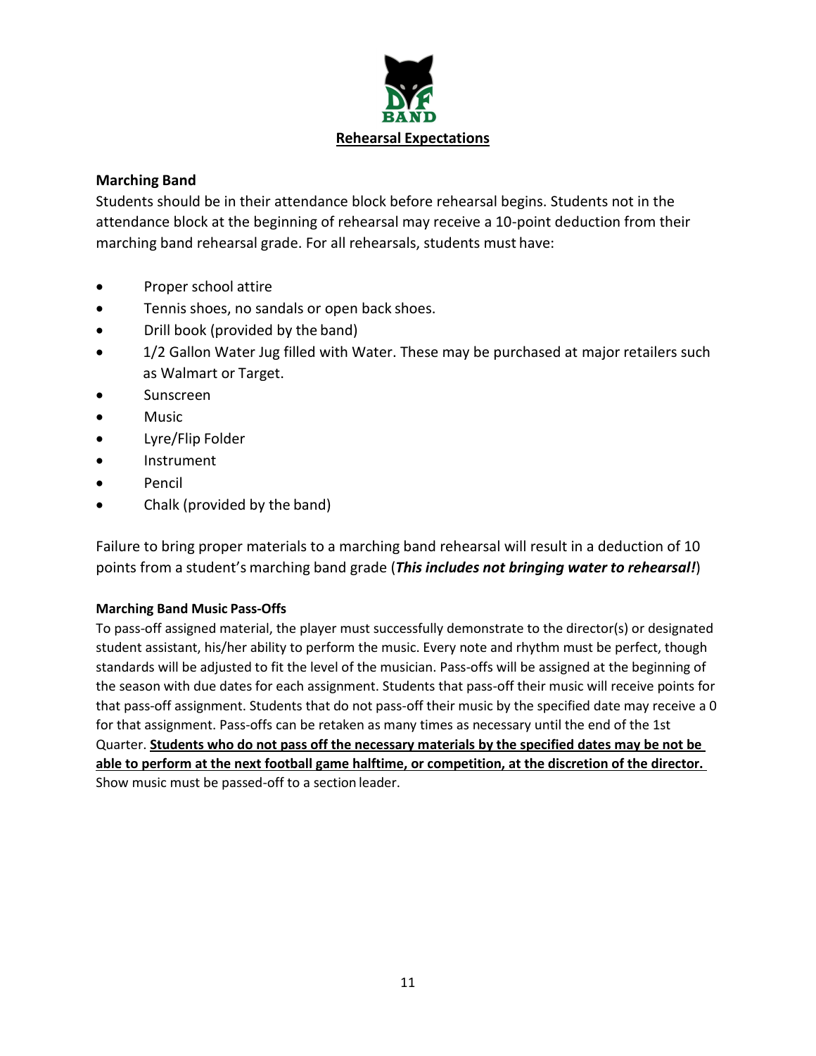# Rehearsal Expectations

## Marching Band

Students should be in their attendance block before rehearsal begins. Students not in the attendance block at the beginning of rehearsal may receive a 10-point deduction from their marching band rehearsal grade. For all rehearsals, students must have:

- Proper school attire
- Tennis shoes, no sandals or open back shoes.
- Drill book (provided by the band)
- 1/2 Gallon Water Jug filled with Water. These may be purchased at major retailers such as Walmart or Target.
- Sunscreen
- Music
- Lyre/Flip Folder
- Instrument
- Pencil
- Chalk (provided by the band)

Failure to bring proper materials to a marching band rehearsal will result in a deduction of 10 points from a student's marching band grade (***This includes not bringing water to rehearsal!***)

### Marching Band Music Pass-Offs

To pass-off assigned material, the player must successfully demonstrate to the director(s) or designated student assistant, his/her ability to perform the music. Every note and rhythm must be perfect, though standards will be adjusted to fit the level of the musician. Pass-offs will be assigned at the beginning of the season with due dates for each assignment. Students that pass-off their music will receive points for that pass-off assignment. Students that do not pass-off their music by the specified date may receive a 0 for that assignment. Pass-offs can be retaken as many times as necessary until the end of the 1st Quarter. **Students who do not pass off the necessary materials by the specified dates may be not be able to perform at the next football game halftime, or competition, at the discretion of the director.** Show music must be passed-off to a section leader.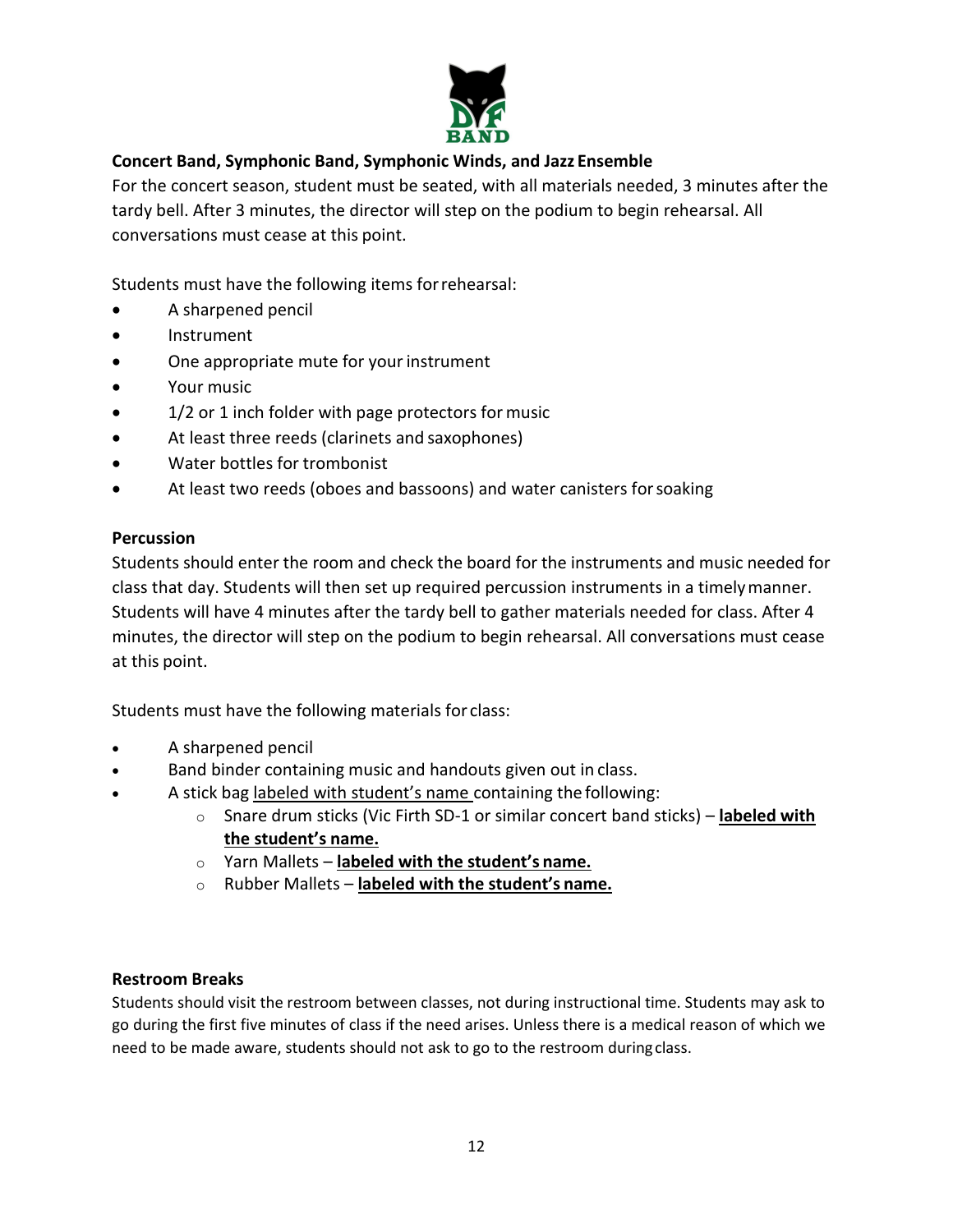**Concert Band, Symphonic Band, Symphonic Winds, and Jazz Ensemble**

For the concert season, student must be seated, with all materials needed, 3 minutes after the tardy bell. After 3 minutes, the director will step on the podium to begin rehearsal. All conversations must cease at this point.

Students must have the following items for rehearsal:

- A sharpened pencil
- Instrument
- One appropriate mute for your instrument
- Your music
- 1/2 or 1 inch folder with page protectors for music
- At least three reeds (clarinets and saxophones)
- Water bottles for trombonist
- At least two reeds (oboes and bassoons) and water canisters for soaking

**Percussion**

Students should enter the room and check the board for the instruments and music needed for class that day. Students will then set up required percussion instruments in a timely manner. Students will have 4 minutes after the tardy bell to gather materials needed for class. After 4 minutes, the director will step on the podium to begin rehearsal. All conversations must cease at this point.

Students must have the following materials for class:

- A sharpened pencil
- Band binder containing music and handouts given out in class.
- A stick bag <u>labeled with student's name</u> containing the following:
  - Snare drum sticks (Vic Firth SD-1 or similar concert band sticks) – **<u>labeled with the student's name.</u>**
  - Yarn Mallets – **<u>labeled with the student's name.</u>**
  - Rubber Mallets – **<u>labeled with the student's name.</u>**

**Restroom Breaks**

Students should visit the restroom between classes, not during instructional time. Students may ask to go during the first five minutes of class if the need arises. Unless there is a medical reason of which we need to be made aware, students should not ask to go to the restroom during class.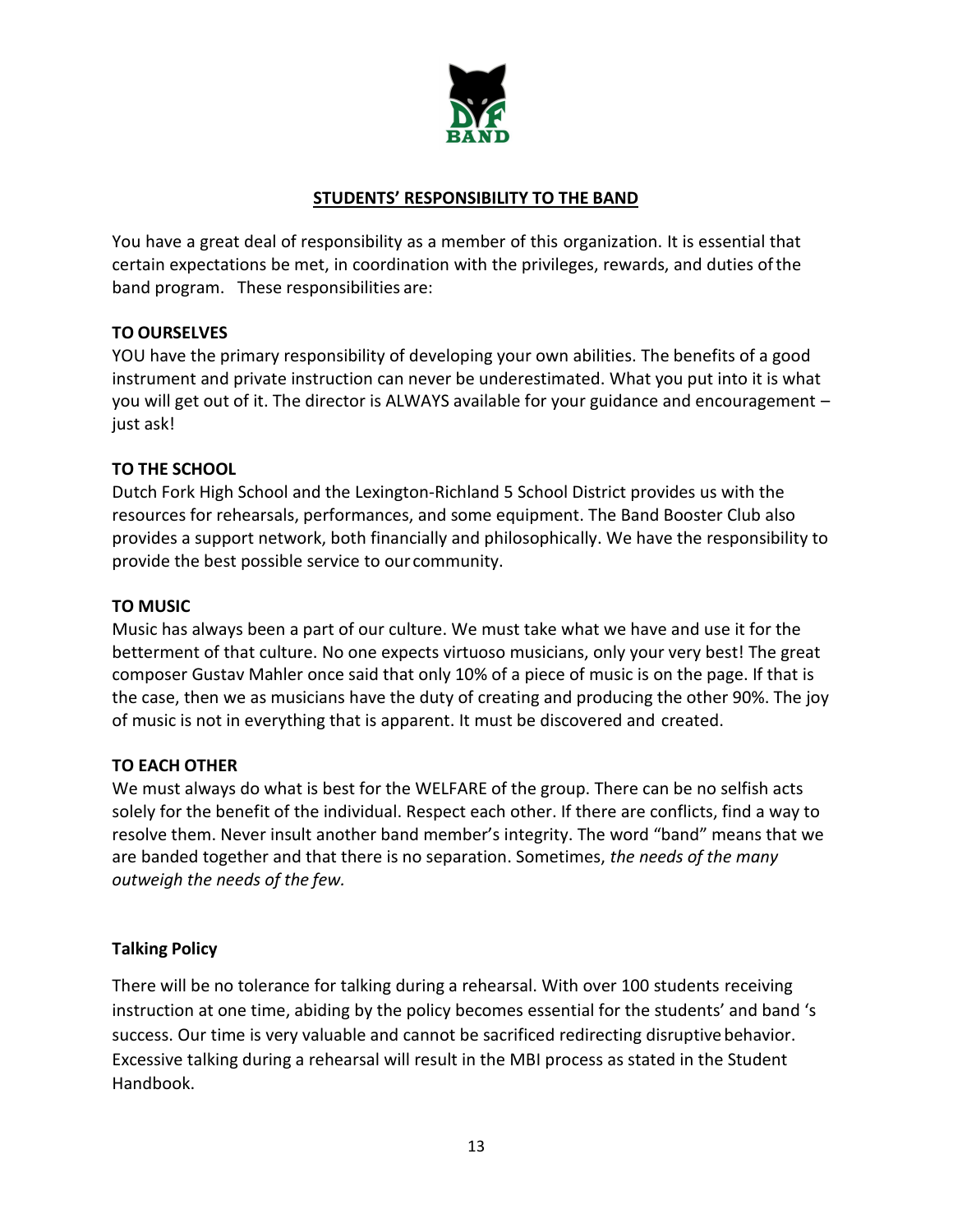## STUDENTS' RESPONSIBILITY TO THE BAND

You have a great deal of responsibility as a member of this organization. It is essential that certain expectations be met, in coordination with the privileges, rewards, and duties of the band program. These responsibilities are:

### TO OURSELVES

YOU have the primary responsibility of developing your own abilities. The benefits of a good instrument and private instruction can never be underestimated. What you put into it is what you will get out of it. The director is ALWAYS available for your guidance and encouragement – just ask!

### TO THE SCHOOL

Dutch Fork High School and the Lexington-Richland 5 School District provides us with the resources for rehearsals, performances, and some equipment. The Band Booster Club also provides a support network, both financially and philosophically. We have the responsibility to provide the best possible service to our community.

### TO MUSIC

Music has always been a part of our culture. We must take what we have and use it for the betterment of that culture. No one expects virtuoso musicians, only your very best! The great composer Gustav Mahler once said that only 10% of a piece of music is on the page. If that is the case, then we as musicians have the duty of creating and producing the other 90%. The joy of music is not in everything that is apparent. It must be discovered and created.

### TO EACH OTHER

We must always do what is best for the WELFARE of the group. There can be no selfish acts solely for the benefit of the individual. Respect each other. If there are conflicts, find a way to resolve them. Never insult another band member's integrity. The word "band" means that we are banded together and that there is no separation. Sometimes, *the needs of the many outweigh the needs of the few.*

### Talking Policy

There will be no tolerance for talking during a rehearsal. With over 100 students receiving instruction at one time, abiding by the policy becomes essential for the students' and band 's success. Our time is very valuable and cannot be sacrificed redirecting disruptive behavior. Excessive talking during a rehearsal will result in the MBI process as stated in the Student Handbook.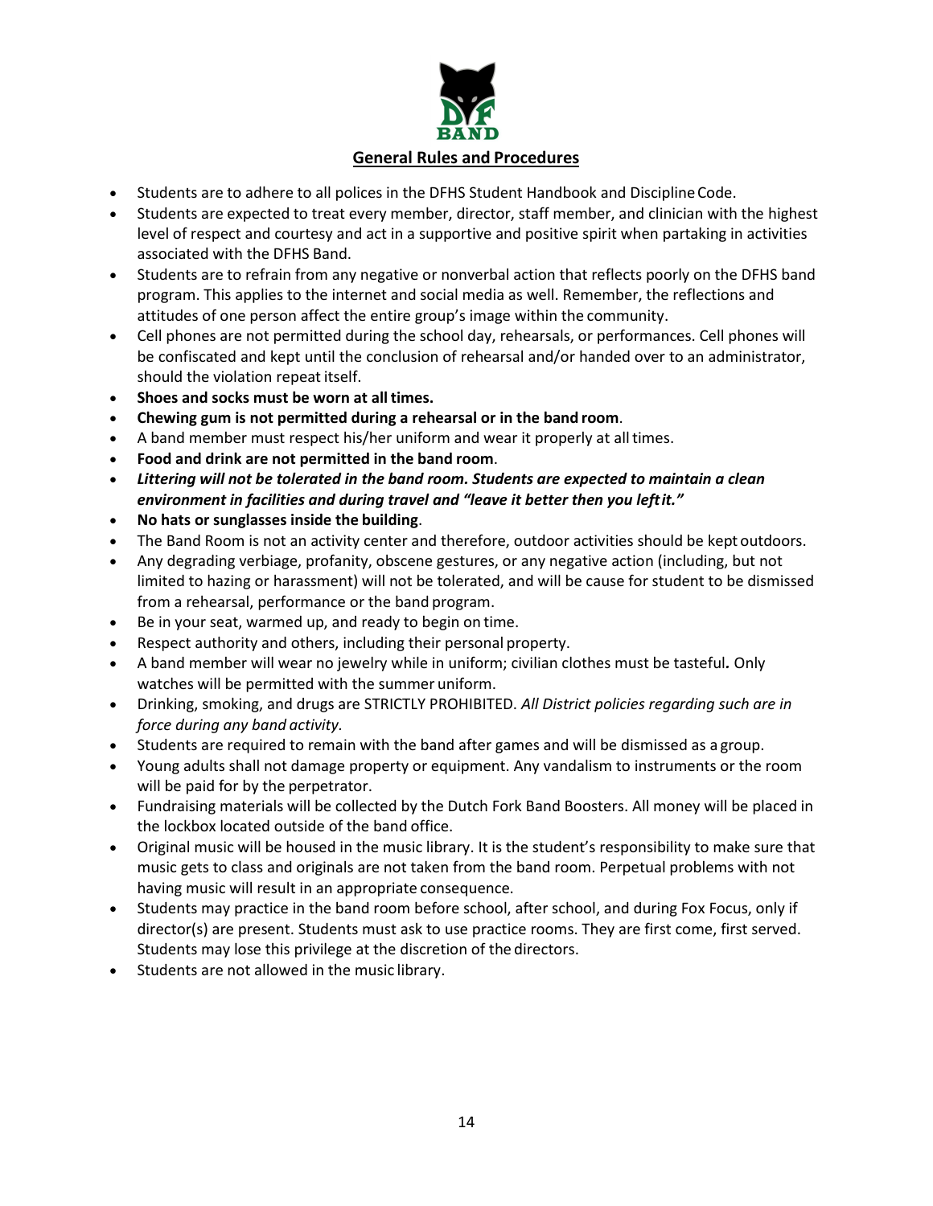## General Rules and Procedures

- Students are to adhere to all polices in the DFHS Student Handbook and Discipline Code.
- Students are expected to treat every member, director, staff member, and clinician with the highest level of respect and courtesy and act in a supportive and positive spirit when partaking in activities associated with the DFHS Band.
- Students are to refrain from any negative or nonverbal action that reflects poorly on the DFHS band program. This applies to the internet and social media as well. Remember, the reflections and attitudes of one person affect the entire group's image within the community.
- Cell phones are not permitted during the school day, rehearsals, or performances. Cell phones will be confiscated and kept until the conclusion of rehearsal and/or handed over to an administrator, should the violation repeat itself.
- **Shoes and socks must be worn at all times.**
- **Chewing gum is not permitted during a rehearsal or in the band room**.
- A band member must respect his/her uniform and wear it properly at all times.
- **Food and drink are not permitted in the band room**.
- ***Littering will not be tolerated in the band room. Students are expected to maintain a clean environment in facilities and during travel and "leave it better then you left it."***
- **No hats or sunglasses inside the building**.
- The Band Room is not an activity center and therefore, outdoor activities should be kept outdoors.
- Any degrading verbiage, profanity, obscene gestures, or any negative action (including, but not limited to hazing or harassment) will not be tolerated, and will be cause for student to be dismissed from a rehearsal, performance or the band program.
- Be in your seat, warmed up, and ready to begin on time.
- Respect authority and others, including their personal property.
- A band member will wear no jewelry while in uniform; civilian clothes must be tasteful***.*** Only watches will be permitted with the summer uniform.
- Drinking, smoking, and drugs are STRICTLY PROHIBITED. *All District policies regarding such are in force during any band activity.*
- Students are required to remain with the band after games and will be dismissed as a group.
- Young adults shall not damage property or equipment. Any vandalism to instruments or the room will be paid for by the perpetrator.
- Fundraising materials will be collected by the Dutch Fork Band Boosters. All money will be placed in the lockbox located outside of the band office.
- Original music will be housed in the music library. It is the student's responsibility to make sure that music gets to class and originals are not taken from the band room. Perpetual problems with not having music will result in an appropriate consequence.
- Students may practice in the band room before school, after school, and during Fox Focus, only if director(s) are present. Students must ask to use practice rooms. They are first come, first served. Students may lose this privilege at the discretion of the directors.
- Students are not allowed in the music library.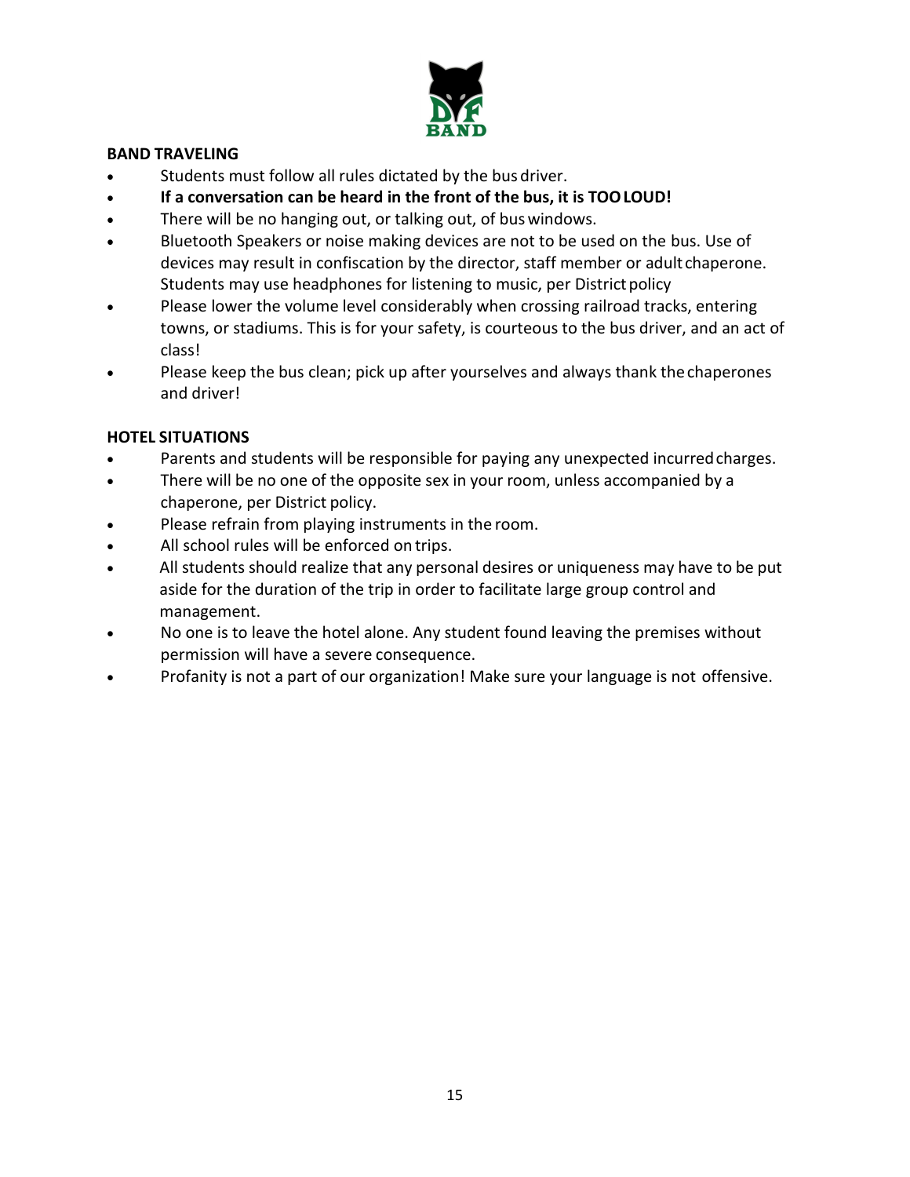**BAND TRAVELING**

- Students must follow all rules dictated by the bus driver.
- **If a conversation can be heard in the front of the bus, it is TOO LOUD!**
- There will be no hanging out, or talking out, of bus windows.
- Bluetooth Speakers or noise making devices are not to be used on the bus. Use of devices may result in confiscation by the director, staff member or adult chaperone. Students may use headphones for listening to music, per District policy
- Please lower the volume level considerably when crossing railroad tracks, entering towns, or stadiums. This is for your safety, is courteous to the bus driver, and an act of class!
- Please keep the bus clean; pick up after yourselves and always thank the chaperones and driver!

**HOTEL SITUATIONS**

- Parents and students will be responsible for paying any unexpected incurred charges.
- There will be no one of the opposite sex in your room, unless accompanied by a chaperone, per District policy.
- Please refrain from playing instruments in the room.
- All school rules will be enforced on trips.
- All students should realize that any personal desires or uniqueness may have to be put aside for the duration of the trip in order to facilitate large group control and management.
- No one is to leave the hotel alone. Any student found leaving the premises without permission will have a severe consequence.
- Profanity is not a part of our organization! Make sure your language is not offensive.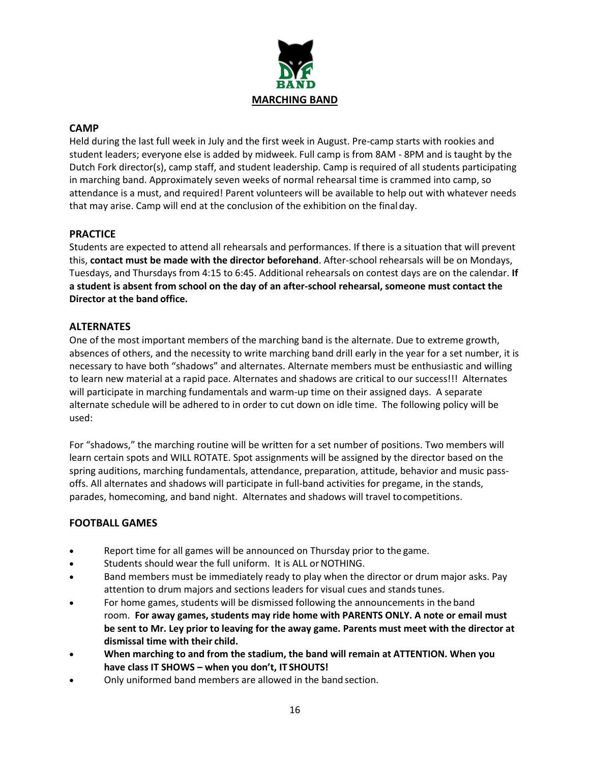# MARCHING BAND

## CAMP

Held during the last full week in July and the first week in August. Pre-camp starts with rookies and student leaders; everyone else is added by midweek. Full camp is from 8AM - 8PM and is taught by the Dutch Fork director(s), camp staff, and student leadership. Camp is required of all students participating in marching band. Approximately seven weeks of normal rehearsal time is crammed into camp, so attendance is a must, and required! Parent volunteers will be available to help out with whatever needs that may arise. Camp will end at the conclusion of the exhibition on the final day.

## PRACTICE

Students are expected to attend all rehearsals and performances. If there is a situation that will prevent this, **contact must be made with the director beforehand**. After-school rehearsals will be on Mondays, Tuesdays, and Thursdays from 4:15 to 6:45. Additional rehearsals on contest days are on the calendar. **If a student is absent from school on the day of an after-school rehearsal, someone must contact the Director at the band office.**

## ALTERNATES

One of the most important members of the marching band is the alternate. Due to extreme growth, absences of others, and the necessity to write marching band drill early in the year for a set number, it is necessary to have both "shadows" and alternates. Alternate members must be enthusiastic and willing to learn new material at a rapid pace. Alternates and shadows are critical to our success!!! Alternates will participate in marching fundamentals and warm-up time on their assigned days. A separate alternate schedule will be adhered to in order to cut down on idle time. The following policy will be used:

For "shadows," the marching routine will be written for a set number of positions. Two members will learn certain spots and WILL ROTATE. Spot assignments will be assigned by the director based on the spring auditions, marching fundamentals, attendance, preparation, attitude, behavior and music pass-offs. All alternates and shadows will participate in full-band activities for pregame, in the stands, parades, homecoming, and band night. Alternates and shadows will travel to competitions.

## FOOTBALL GAMES

- Report time for all games will be announced on Thursday prior to the game.
- Students should wear the full uniform. It is ALL or NOTHING.
- Band members must be immediately ready to play when the director or drum major asks. Pay attention to drum majors and sections leaders for visual cues and stands tunes.
- For home games, students will be dismissed following the announcements in the band room. **For away games, students may ride home with PARENTS ONLY. A note or email must be sent to Mr. Ley prior to leaving for the away game. Parents must meet with the director at dismissal time with their child.**
- **When marching to and from the stadium, the band will remain at ATTENTION. When you have class IT SHOWS – when you don't, IT SHOUTS!**
- Only uniformed band members are allowed in the band section.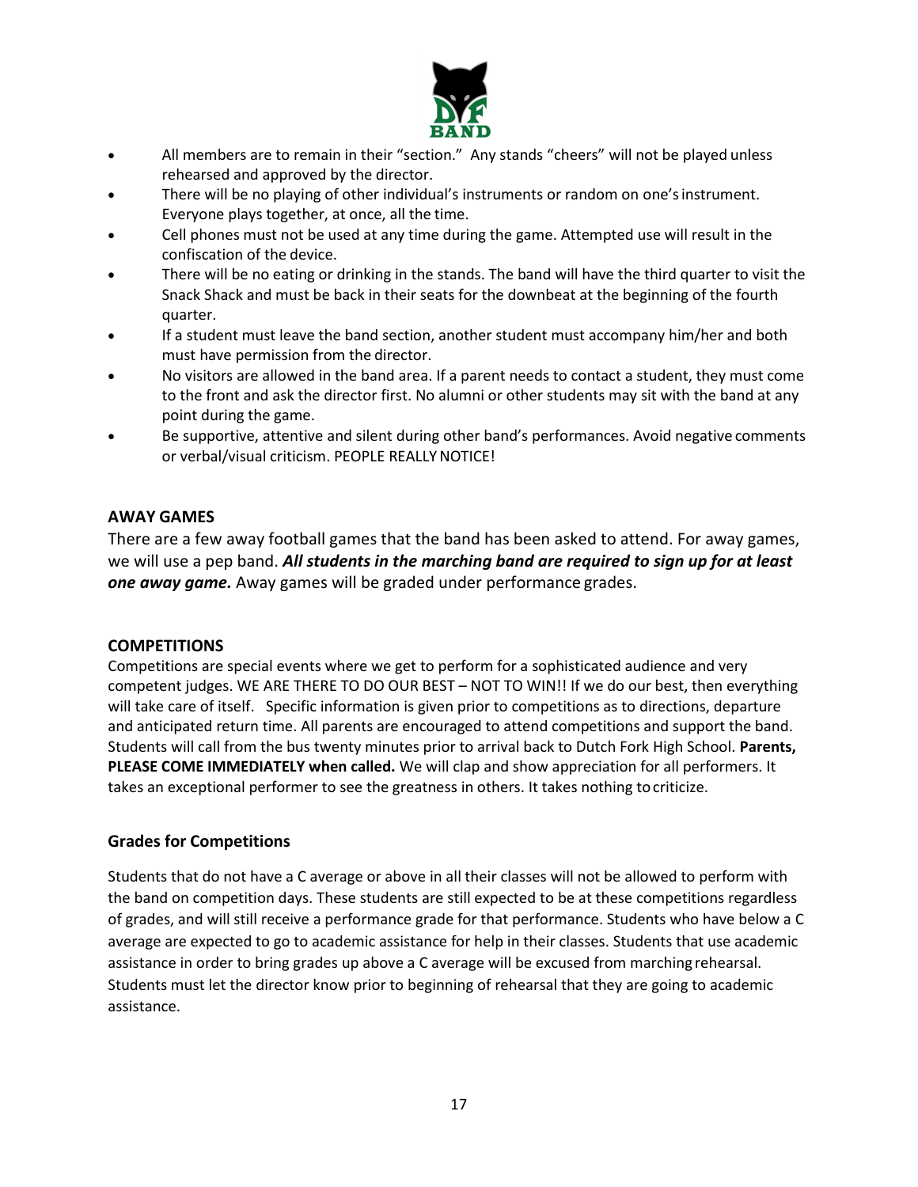- All members are to remain in their "section." Any stands "cheers" will not be played unless rehearsed and approved by the director.
- There will be no playing of other individual's instruments or random on one's instrument. Everyone plays together, at once, all the time.
- Cell phones must not be used at any time during the game. Attempted use will result in the confiscation of the device.
- There will be no eating or drinking in the stands. The band will have the third quarter to visit the Snack Shack and must be back in their seats for the downbeat at the beginning of the fourth quarter.
- If a student must leave the band section, another student must accompany him/her and both must have permission from the director.
- No visitors are allowed in the band area. If a parent needs to contact a student, they must come to the front and ask the director first. No alumni or other students may sit with the band at any point during the game.
- Be supportive, attentive and silent during other band's performances. Avoid negative comments or verbal/visual criticism. PEOPLE REALLY NOTICE!

## AWAY GAMES

There are a few away football games that the band has been asked to attend. For away games, we will use a pep band. ***All students in the marching band are required to sign up for at least one away game.*** Away games will be graded under performance grades.

## COMPETITIONS

Competitions are special events where we get to perform for a sophisticated audience and very competent judges. WE ARE THERE TO DO OUR BEST – NOT TO WIN!! If we do our best, then everything will take care of itself. Specific information is given prior to competitions as to directions, departure and anticipated return time. All parents are encouraged to attend competitions and support the band. Students will call from the bus twenty minutes prior to arrival back to Dutch Fork High School. **Parents, PLEASE COME IMMEDIATELY when called.** We will clap and show appreciation for all performers. It takes an exceptional performer to see the greatness in others. It takes nothing to criticize.

## Grades for Competitions

Students that do not have a C average or above in all their classes will not be allowed to perform with the band on competition days. These students are still expected to be at these competitions regardless of grades, and will still receive a performance grade for that performance. Students who have below a C average are expected to go to academic assistance for help in their classes. Students that use academic assistance in order to bring grades up above a C average will be excused from marching rehearsal. Students must let the director know prior to beginning of rehearsal that they are going to academic assistance.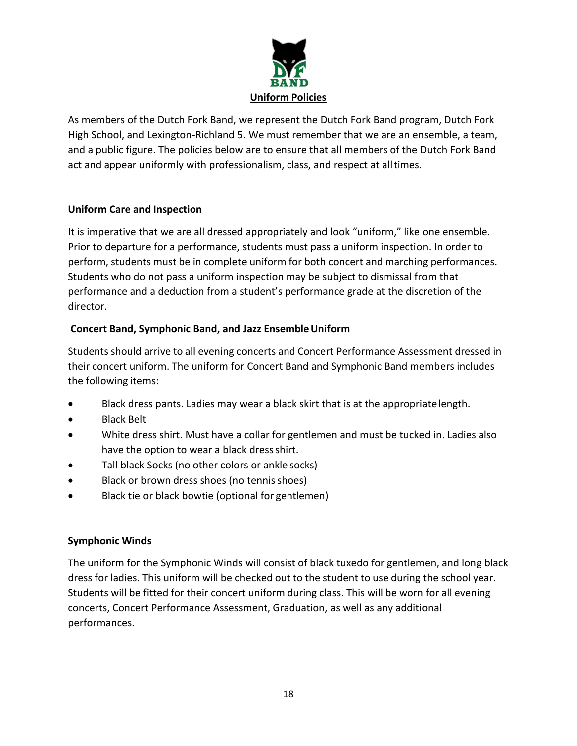# Uniform Policies

As members of the Dutch Fork Band, we represent the Dutch Fork Band program, Dutch Fork High School, and Lexington-Richland 5. We must remember that we are an ensemble, a team, and a public figure. The policies below are to ensure that all members of the Dutch Fork Band act and appear uniformly with professionalism, class, and respect at all times.

## Uniform Care and Inspection

It is imperative that we are all dressed appropriately and look "uniform," like one ensemble. Prior to departure for a performance, students must pass a uniform inspection. In order to perform, students must be in complete uniform for both concert and marching performances. Students who do not pass a uniform inspection may be subject to dismissal from that performance and a deduction from a student's performance grade at the discretion of the director.

## Concert Band, Symphonic Band, and Jazz Ensemble Uniform

Students should arrive to all evening concerts and Concert Performance Assessment dressed in their concert uniform. The uniform for Concert Band and Symphonic Band members includes the following items:

- Black dress pants. Ladies may wear a black skirt that is at the appropriate length.
- Black Belt
- White dress shirt. Must have a collar for gentlemen and must be tucked in. Ladies also have the option to wear a black dress shirt.
- Tall black Socks (no other colors or ankle socks)
- Black or brown dress shoes (no tennis shoes)
- Black tie or black bowtie (optional for gentlemen)

## Symphonic Winds

The uniform for the Symphonic Winds will consist of black tuxedo for gentlemen, and long black dress for ladies. This uniform will be checked out to the student to use during the school year. Students will be fitted for their concert uniform during class. This will be worn for all evening concerts, Concert Performance Assessment, Graduation, as well as any additional performances.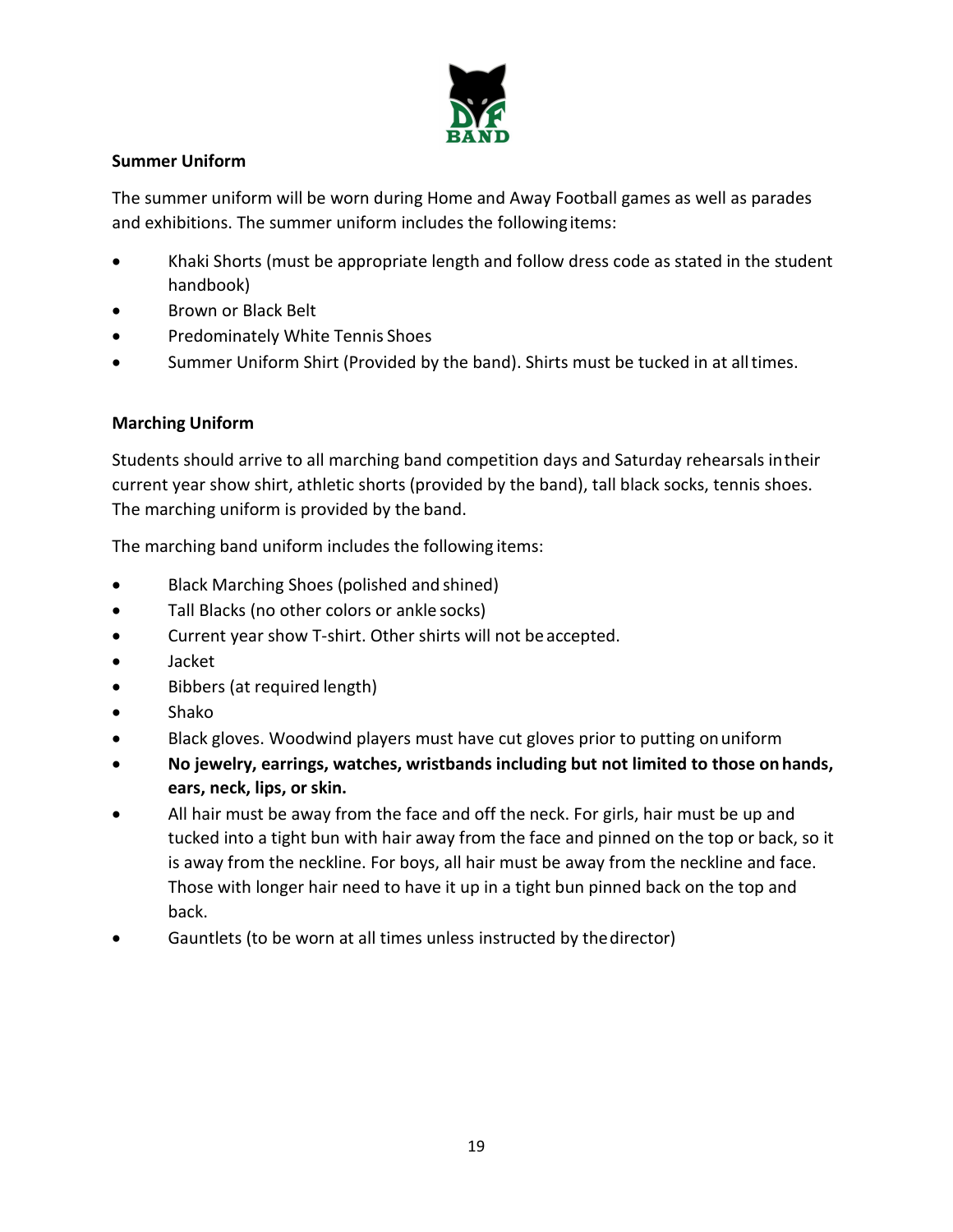**Summer Uniform**

The summer uniform will be worn during Home and Away Football games as well as parades and exhibitions. The summer uniform includes the following items:

- Khaki Shorts (must be appropriate length and follow dress code as stated in the student handbook)
- Brown or Black Belt
- Predominately White Tennis Shoes
- Summer Uniform Shirt (Provided by the band). Shirts must be tucked in at all times.

**Marching Uniform**

Students should arrive to all marching band competition days and Saturday rehearsals in their current year show shirt, athletic shorts (provided by the band), tall black socks, tennis shoes. The marching uniform is provided by the band.

The marching band uniform includes the following items:

- Black Marching Shoes (polished and shined)
- Tall Blacks (no other colors or ankle socks)
- Current year show T-shirt. Other shirts will not be accepted.
- Jacket
- Bibbers (at required length)
- Shako
- Black gloves. Woodwind players must have cut gloves prior to putting on uniform
- **No jewelry, earrings, watches, wristbands including but not limited to those on hands, ears, neck, lips, or skin.**
- All hair must be away from the face and off the neck. For girls, hair must be up and tucked into a tight bun with hair away from the face and pinned on the top or back, so it is away from the neckline. For boys, all hair must be away from the neckline and face. Those with longer hair need to have it up in a tight bun pinned back on the top and back.
- Gauntlets (to be worn at all times unless instructed by the director)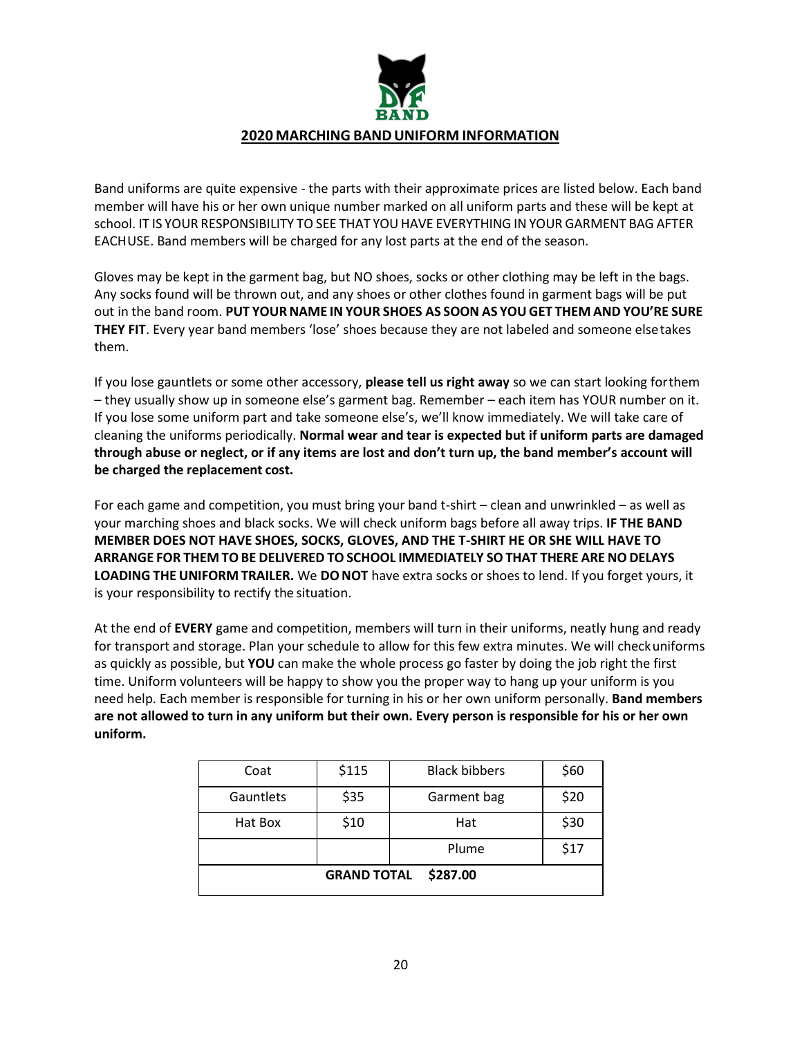## 2020 MARCHING BAND UNIFORM INFORMATION

Band uniforms are quite expensive - the parts with their approximate prices are listed below. Each band member will have his or her own unique number marked on all uniform parts and these will be kept at school. IT IS YOUR RESPONSIBILITY TO SEE THAT YOU HAVE EVERYTHING IN YOUR GARMENT BAG AFTER EACH USE. Band members will be charged for any lost parts at the end of the season.

Gloves may be kept in the garment bag, but NO shoes, socks or other clothing may be left in the bags. Any socks found will be thrown out, and any shoes or other clothes found in garment bags will be put out in the band room. **PUT YOUR NAME IN YOUR SHOES AS SOON AS YOU GET THEM AND YOU'RE SURE THEY FIT**. Every year band members 'lose' shoes because they are not labeled and someone else takes them.

If you lose gauntlets or some other accessory, **please tell us right away** so we can start looking for them – they usually show up in someone else's garment bag. Remember – each item has YOUR number on it. If you lose some uniform part and take someone else's, we'll know immediately. We will take care of cleaning the uniforms periodically. **Normal wear and tear is expected but if uniform parts are damaged through abuse or neglect, or if any items are lost and don't turn up, the band member's account will be charged the replacement cost.**

For each game and competition, you must bring your band t-shirt – clean and unwrinkled – as well as your marching shoes and black socks. We will check uniform bags before all away trips. **IF THE BAND MEMBER DOES NOT HAVE SHOES, SOCKS, GLOVES, AND THE T-SHIRT HE OR SHE WILL HAVE TO ARRANGE FOR THEM TO BE DELIVERED TO SCHOOL IMMEDIATELY SO THAT THERE ARE NO DELAYS LOADING THE UNIFORM TRAILER.** We **DO NOT** have extra socks or shoes to lend. If you forget yours, it is your responsibility to rectify the situation.

At the end of **EVERY** game and competition, members will turn in their uniforms, neatly hung and ready for transport and storage. Plan your schedule to allow for this few extra minutes. We will check uniforms as quickly as possible, but **YOU** can make the whole process go faster by doing the job right the first time. Uniform volunteers will be happy to show you the proper way to hang up your uniform is you need help. Each member is responsible for turning in his or her own uniform personally. **Band members are not allowed to turn in any uniform but their own. Every person is responsible for his or her own uniform.**

| Coat | $115 | Black bibbers | $60 |
|---|---|---|---|
| Gauntlets | $35 | Garment bag | $20 |
| Hat Box | $10 | Hat | $30 |
| | | Plume | $17 |
| **GRAND TOTAL $287.00** | | | |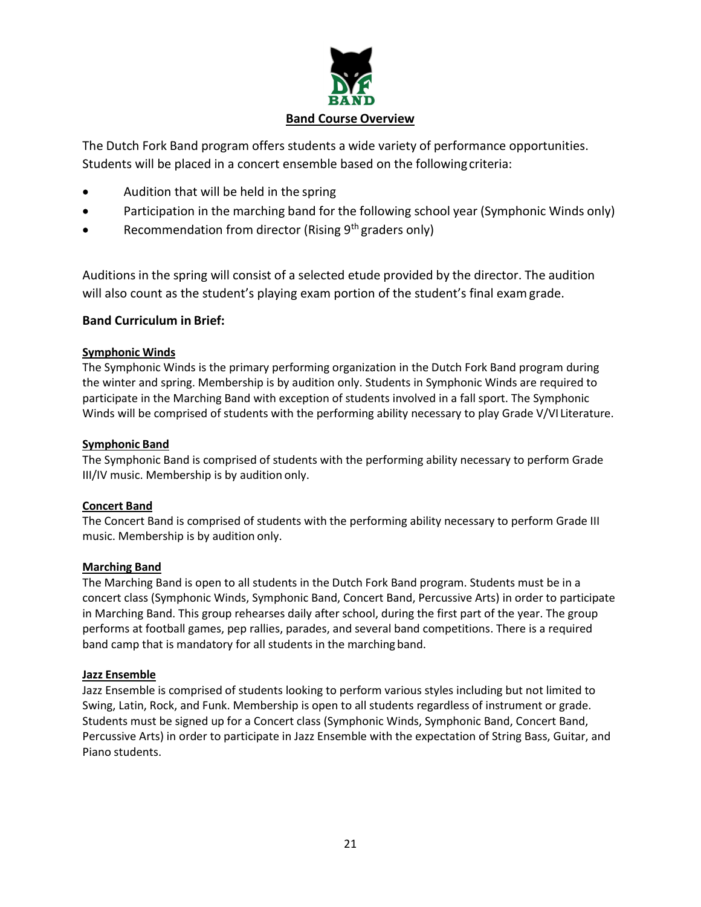# Band Course Overview

The Dutch Fork Band program offers students a wide variety of performance opportunities. Students will be placed in a concert ensemble based on the following criteria:

- Audition that will be held in the spring
- Participation in the marching band for the following school year (Symphonic Winds only)
- Recommendation from director (Rising 9th graders only)

Auditions in the spring will consist of a selected etude provided by the director. The audition will also count as the student's playing exam portion of the student's final exam grade.

## Band Curriculum in Brief:

### Symphonic Winds

The Symphonic Winds is the primary performing organization in the Dutch Fork Band program during the winter and spring. Membership is by audition only. Students in Symphonic Winds are required to participate in the Marching Band with exception of students involved in a fall sport. The Symphonic Winds will be comprised of students with the performing ability necessary to play Grade V/VI Literature.

### Symphonic Band

The Symphonic Band is comprised of students with the performing ability necessary to perform Grade III/IV music. Membership is by audition only.

### Concert Band

The Concert Band is comprised of students with the performing ability necessary to perform Grade III music. Membership is by audition only.

### Marching Band

The Marching Band is open to all students in the Dutch Fork Band program. Students must be in a concert class (Symphonic Winds, Symphonic Band, Concert Band, Percussive Arts) in order to participate in Marching Band. This group rehearses daily after school, during the first part of the year. The group performs at football games, pep rallies, parades, and several band competitions. There is a required band camp that is mandatory for all students in the marching band.

### Jazz Ensemble

Jazz Ensemble is comprised of students looking to perform various styles including but not limited to Swing, Latin, Rock, and Funk. Membership is open to all students regardless of instrument or grade. Students must be signed up for a Concert class (Symphonic Winds, Symphonic Band, Concert Band, Percussive Arts) in order to participate in Jazz Ensemble with the expectation of String Bass, Guitar, and Piano students.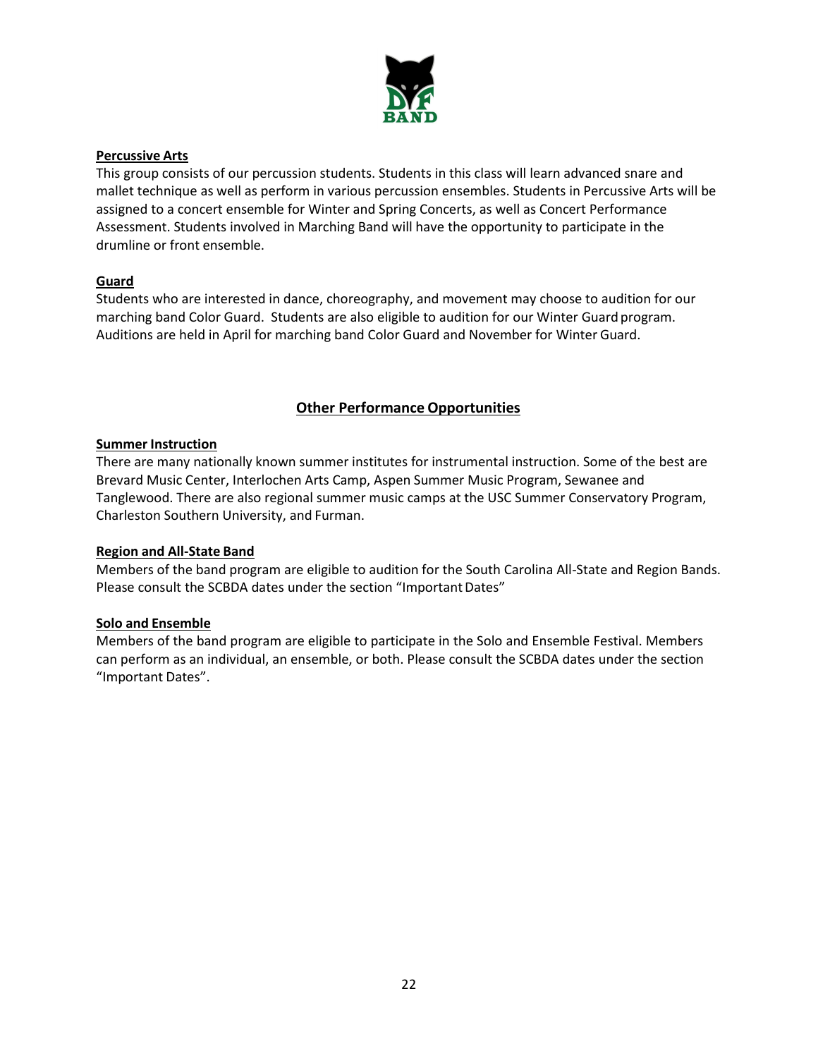**Percussive Arts**

This group consists of our percussion students. Students in this class will learn advanced snare and mallet technique as well as perform in various percussion ensembles. Students in Percussive Arts will be assigned to a concert ensemble for Winter and Spring Concerts, as well as Concert Performance Assessment. Students involved in Marching Band will have the opportunity to participate in the drumline or front ensemble.

**Guard**

Students who are interested in dance, choreography, and movement may choose to audition for our marching band Color Guard. Students are also eligible to audition for our Winter Guard program. Auditions are held in April for marching band Color Guard and November for Winter Guard.

## Other Performance Opportunities

**Summer Instruction**

There are many nationally known summer institutes for instrumental instruction. Some of the best are Brevard Music Center, Interlochen Arts Camp, Aspen Summer Music Program, Sewanee and Tanglewood. There are also regional summer music camps at the USC Summer Conservatory Program, Charleston Southern University, and Furman.

**Region and All-State Band**

Members of the band program are eligible to audition for the South Carolina All-State and Region Bands. Please consult the SCBDA dates under the section "Important Dates"

**Solo and Ensemble**

Members of the band program are eligible to participate in the Solo and Ensemble Festival. Members can perform as an individual, an ensemble, or both. Please consult the SCBDA dates under the section "Important Dates".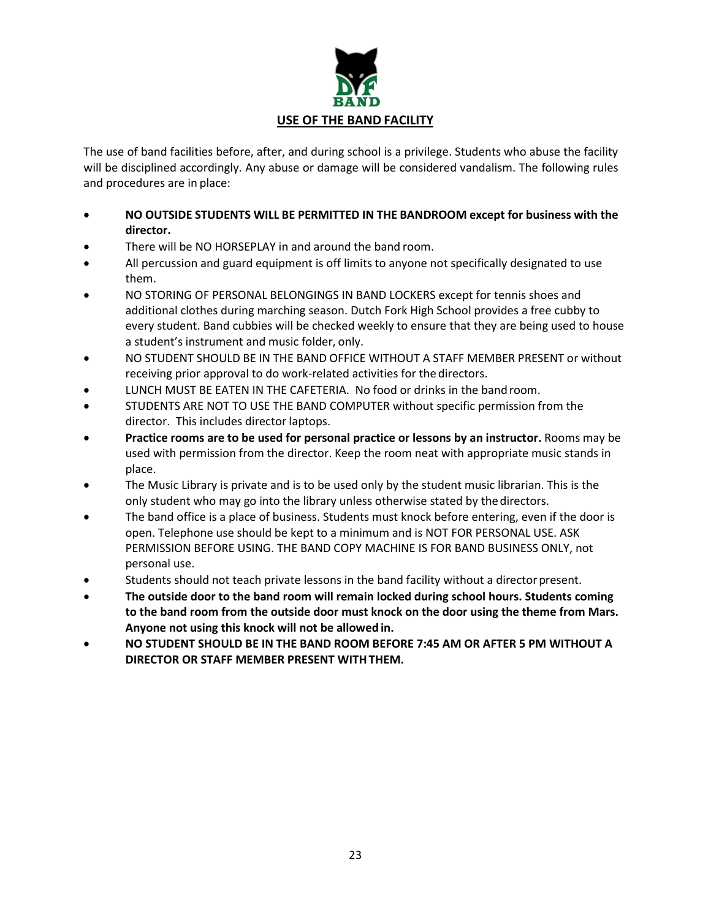## USE OF THE BAND FACILITY

The use of band facilities before, after, and during school is a privilege. Students who abuse the facility will be disciplined accordingly. Any abuse or damage will be considered vandalism. The following rules and procedures are in place:

- **NO OUTSIDE STUDENTS WILL BE PERMITTED IN THE BANDROOM except for business with the director.**
- There will be NO HORSEPLAY in and around the band room.
- All percussion and guard equipment is off limits to anyone not specifically designated to use them.
- NO STORING OF PERSONAL BELONGINGS IN BAND LOCKERS except for tennis shoes and additional clothes during marching season. Dutch Fork High School provides a free cubby to every student. Band cubbies will be checked weekly to ensure that they are being used to house a student's instrument and music folder, only.
- NO STUDENT SHOULD BE IN THE BAND OFFICE WITHOUT A STAFF MEMBER PRESENT or without receiving prior approval to do work-related activities for the directors.
- LUNCH MUST BE EATEN IN THE CAFETERIA. No food or drinks in the band room.
- STUDENTS ARE NOT TO USE THE BAND COMPUTER without specific permission from the director. This includes director laptops.
- **Practice rooms are to be used for personal practice or lessons by an instructor.** Rooms may be used with permission from the director. Keep the room neat with appropriate music stands in place.
- The Music Library is private and is to be used only by the student music librarian. This is the only student who may go into the library unless otherwise stated by the directors.
- The band office is a place of business. Students must knock before entering, even if the door is open. Telephone use should be kept to a minimum and is NOT FOR PERSONAL USE. ASK PERMISSION BEFORE USING. THE BAND COPY MACHINE IS FOR BAND BUSINESS ONLY, not personal use.
- Students should not teach private lessons in the band facility without a director present.
- **The outside door to the band room will remain locked during school hours. Students coming to the band room from the outside door must knock on the door using the theme from Mars. Anyone not using this knock will not be allowed in.**
- **NO STUDENT SHOULD BE IN THE BAND ROOM BEFORE 7:45 AM OR AFTER 5 PM WITHOUT A DIRECTOR OR STAFF MEMBER PRESENT WITH THEM.**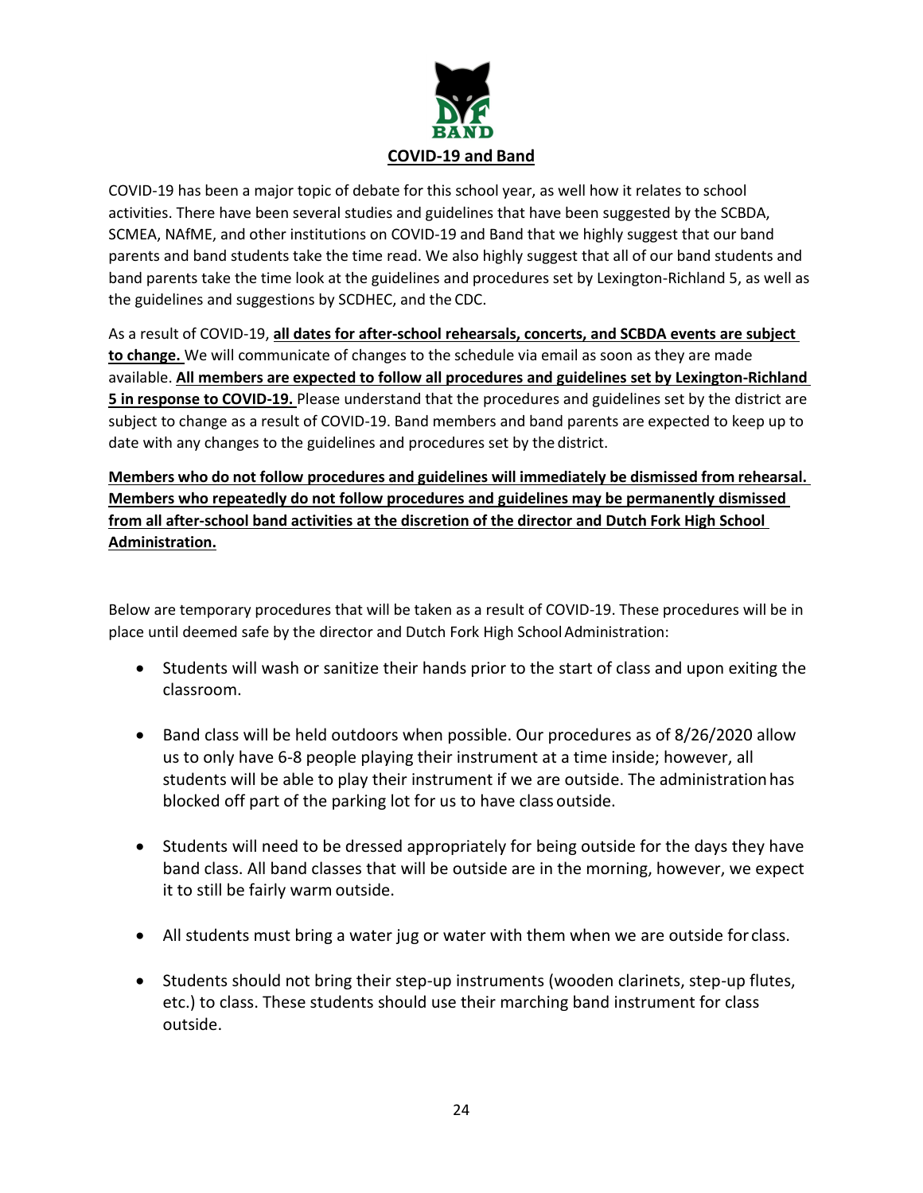## COVID-19 and Band

COVID-19 has been a major topic of debate for this school year, as well how it relates to school activities. There have been several studies and guidelines that have been suggested by the SCBDA, SCMEA, NAfME, and other institutions on COVID-19 and Band that we highly suggest that our band parents and band students take the time read. We also highly suggest that all of our band students and band parents take the time look at the guidelines and procedures set by Lexington-Richland 5, as well as the guidelines and suggestions by SCDHEC, and the CDC.

As a result of COVID-19, **all dates for after-school rehearsals, concerts, and SCBDA events are subject to change.** We will communicate of changes to the schedule via email as soon as they are made available. **All members are expected to follow all procedures and guidelines set by Lexington-Richland 5 in response to COVID-19.** Please understand that the procedures and guidelines set by the district are subject to change as a result of COVID-19. Band members and band parents are expected to keep up to date with any changes to the guidelines and procedures set by the district.

**Members who do not follow procedures and guidelines will immediately be dismissed from rehearsal. Members who repeatedly do not follow procedures and guidelines may be permanently dismissed from all after-school band activities at the discretion of the director and Dutch Fork High School Administration.**

Below are temporary procedures that will be taken as a result of COVID-19. These procedures will be in place until deemed safe by the director and Dutch Fork High School Administration:

- Students will wash or sanitize their hands prior to the start of class and upon exiting the classroom.
- Band class will be held outdoors when possible. Our procedures as of 8/26/2020 allow us to only have 6-8 people playing their instrument at a time inside; however, all students will be able to play their instrument if we are outside. The administration has blocked off part of the parking lot for us to have class outside.
- Students will need to be dressed appropriately for being outside for the days they have band class. All band classes that will be outside are in the morning, however, we expect it to still be fairly warm outside.
- All students must bring a water jug or water with them when we are outside for class.
- Students should not bring their step-up instruments (wooden clarinets, step-up flutes, etc.) to class. These students should use their marching band instrument for class outside.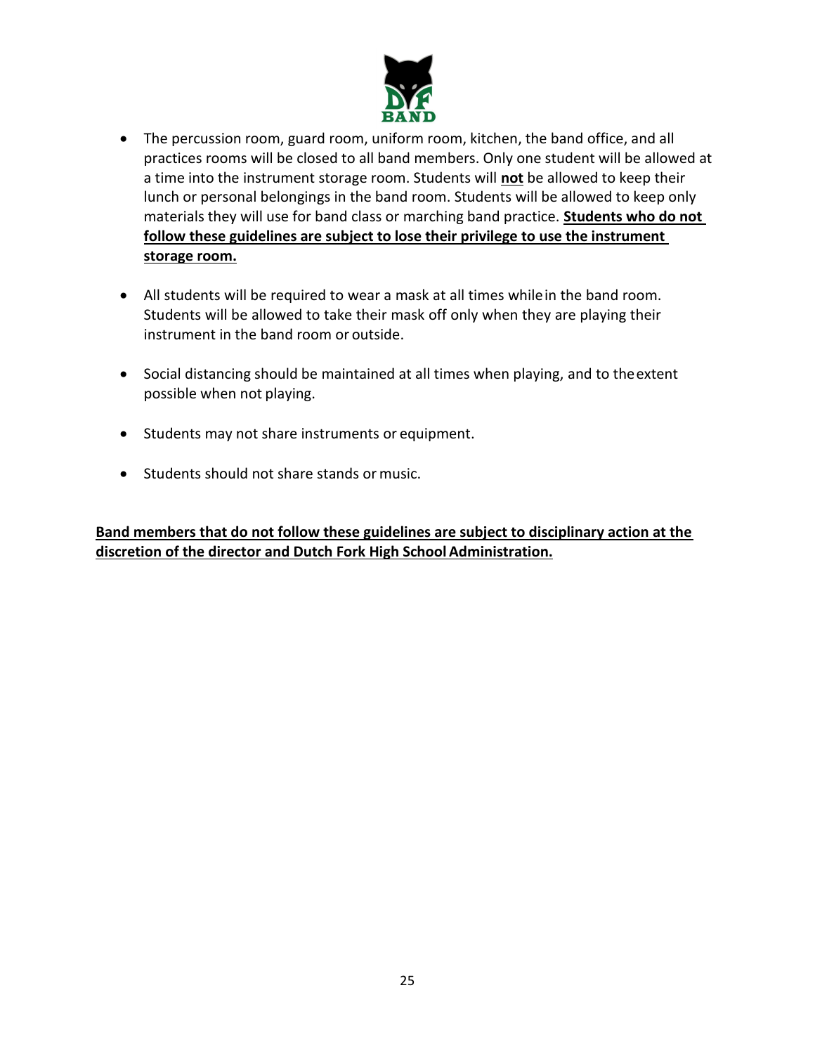- The percussion room, guard room, uniform room, kitchen, the band office, and all practices rooms will be closed to all band members. Only one student will be allowed at a time into the instrument storage room. Students will **not** be allowed to keep their lunch or personal belongings in the band room. Students will be allowed to keep only materials they will use for band class or marching band practice. **Students who do not follow these guidelines are subject to lose their privilege to use the instrument storage room.**

- All students will be required to wear a mask at all times while in the band room. Students will be allowed to take their mask off only when they are playing their instrument in the band room or outside.

- Social distancing should be maintained at all times when playing, and to the extent possible when not playing.

- Students may not share instruments or equipment.

- Students should not share stands or music.

**Band members that do not follow these guidelines are subject to disciplinary action at the discretion of the director and Dutch Fork High School Administration.**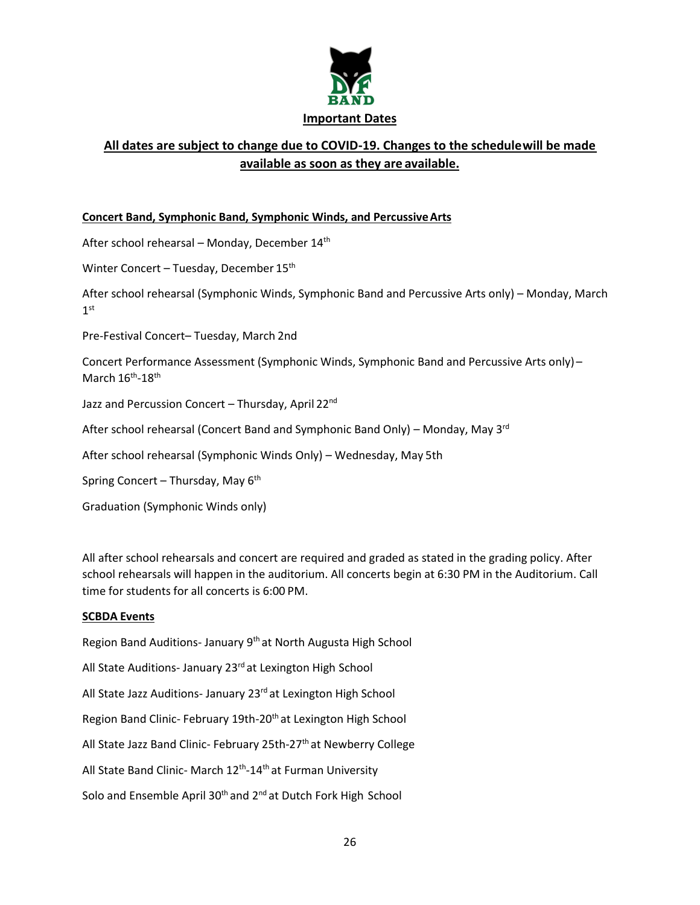BAND

# Important Dates

**All dates are subject to change due to COVID-19. Changes to the schedulewill be made available as soon as they are available.**

**Concert Band, Symphonic Band, Symphonic Winds, and Percussive Arts**

After school rehearsal – Monday, December 14th

Winter Concert – Tuesday, December 15th

After school rehearsal (Symphonic Winds, Symphonic Band and Percussive Arts only) – Monday, March 1st

Pre-Festival Concert– Tuesday, March 2nd

Concert Performance Assessment (Symphonic Winds, Symphonic Band and Percussive Arts only) – March 16th-18th

Jazz and Percussion Concert – Thursday, April 22nd

After school rehearsal (Concert Band and Symphonic Band Only) – Monday, May 3rd

After school rehearsal (Symphonic Winds Only) – Wednesday, May 5th

Spring Concert – Thursday, May 6th

Graduation (Symphonic Winds only)

All after school rehearsals and concert are required and graded as stated in the grading policy. After school rehearsals will happen in the auditorium. All concerts begin at 6:30 PM in the Auditorium. Call time for students for all concerts is 6:00 PM.

**SCBDA Events**

Region Band Auditions- January 9th at North Augusta High School

All State Auditions- January 23rd at Lexington High School

All State Jazz Auditions- January 23rd at Lexington High School

Region Band Clinic- February 19th-20th at Lexington High School

All State Jazz Band Clinic- February 25th-27th at Newberry College

All State Band Clinic- March 12th-14th at Furman University

Solo and Ensemble April 30th and 2nd at Dutch Fork High School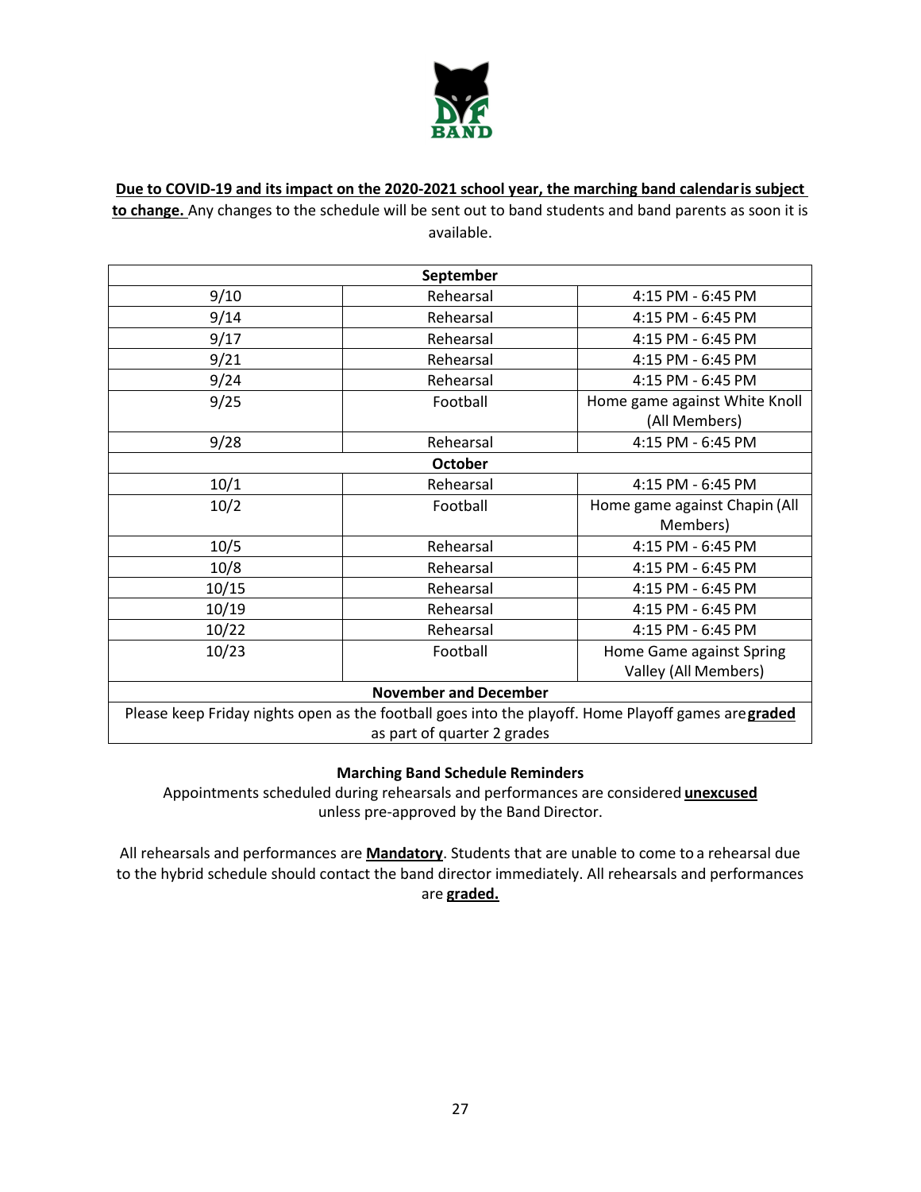**Due to COVID-19 and its impact on the 2020-2021 school year, the marching band calendar is subject to change.** Any changes to the schedule will be sent out to band students and band parents as soon it is available.

| **September** | | |
|---|---|---|
| 9/10 | Rehearsal | 4:15 PM - 6:45 PM |
| 9/14 | Rehearsal | 4:15 PM - 6:45 PM |
| 9/17 | Rehearsal | 4:15 PM - 6:45 PM |
| 9/21 | Rehearsal | 4:15 PM - 6:45 PM |
| 9/24 | Rehearsal | 4:15 PM - 6:45 PM |
| 9/25 | Football | Home game against White Knoll (All Members) |
| 9/28 | Rehearsal | 4:15 PM - 6:45 PM |
| **October** | | |
| 10/1 | Rehearsal | 4:15 PM - 6:45 PM |
| 10/2 | Football | Home game against Chapin (All Members) |
| 10/5 | Rehearsal | 4:15 PM - 6:45 PM |
| 10/8 | Rehearsal | 4:15 PM - 6:45 PM |
| 10/15 | Rehearsal | 4:15 PM - 6:45 PM |
| 10/19 | Rehearsal | 4:15 PM - 6:45 PM |
| 10/22 | Rehearsal | 4:15 PM - 6:45 PM |
| 10/23 | Football | Home Game against Spring Valley (All Members) |
| **November and December** | | |
| Please keep Friday nights open as the football goes into the playoff. Home Playoff games are **graded** as part of quarter 2 grades | | |

**Marching Band Schedule Reminders**

Appointments scheduled during rehearsals and performances are considered **unexcused** unless pre-approved by the Band Director.

All rehearsals and performances are **Mandatory**. Students that are unable to come to a rehearsal due to the hybrid schedule should contact the band director immediately. All rehearsals and performances are **graded.**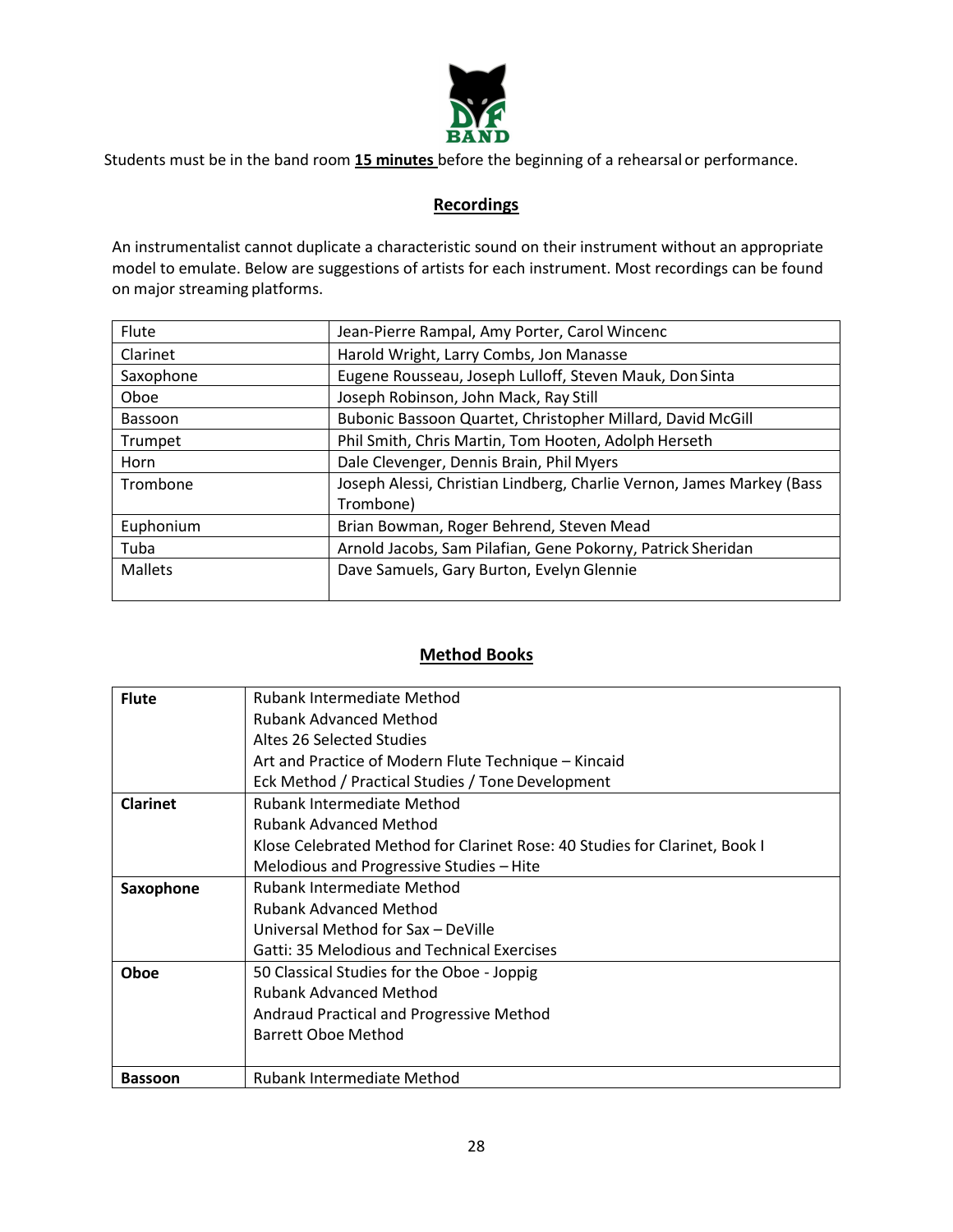Students must be in the band room **15 minutes** before the beginning of a rehearsal or performance.

## Recordings

An instrumentalist cannot duplicate a characteristic sound on their instrument without an appropriate model to emulate. Below are suggestions of artists for each instrument. Most recordings can be found on major streaming platforms.

| | |
|---|---|
| Flute | Jean-Pierre Rampal, Amy Porter, Carol Wincenc |
| Clarinet | Harold Wright, Larry Combs, Jon Manasse |
| Saxophone | Eugene Rousseau, Joseph Lulloff, Steven Mauk, Don Sinta |
| Oboe | Joseph Robinson, John Mack, Ray Still |
| Bassoon | Bubonic Bassoon Quartet, Christopher Millard, David McGill |
| Trumpet | Phil Smith, Chris Martin, Tom Hooten, Adolph Herseth |
| Horn | Dale Clevenger, Dennis Brain, Phil Myers |
| Trombone | Joseph Alessi, Christian Lindberg, Charlie Vernon, James Markey (Bass Trombone) |
| Euphonium | Brian Bowman, Roger Behrend, Steven Mead |
| Tuba | Arnold Jacobs, Sam Pilafian, Gene Pokorny, Patrick Sheridan |
| Mallets | Dave Samuels, Gary Burton, Evelyn Glennie |

## Method Books

| | |
|---|---|
| **Flute** | Rubank Intermediate Method<br>Rubank Advanced Method<br>Altes 26 Selected Studies<br>Art and Practice of Modern Flute Technique – Kincaid<br>Eck Method / Practical Studies / Tone Development |
| **Clarinet** | Rubank Intermediate Method<br>Rubank Advanced Method<br>Klose Celebrated Method for Clarinet Rose: 40 Studies for Clarinet, Book I<br>Melodious and Progressive Studies – Hite |
| **Saxophone** | Rubank Intermediate Method<br>Rubank Advanced Method<br>Universal Method for Sax – DeVille<br>Gatti: 35 Melodious and Technical Exercises |
| **Oboe** | 50 Classical Studies for the Oboe - Joppig<br>Rubank Advanced Method<br>Andraud Practical and Progressive Method<br>Barrett Oboe Method |
| **Bassoon** | Rubank Intermediate Method |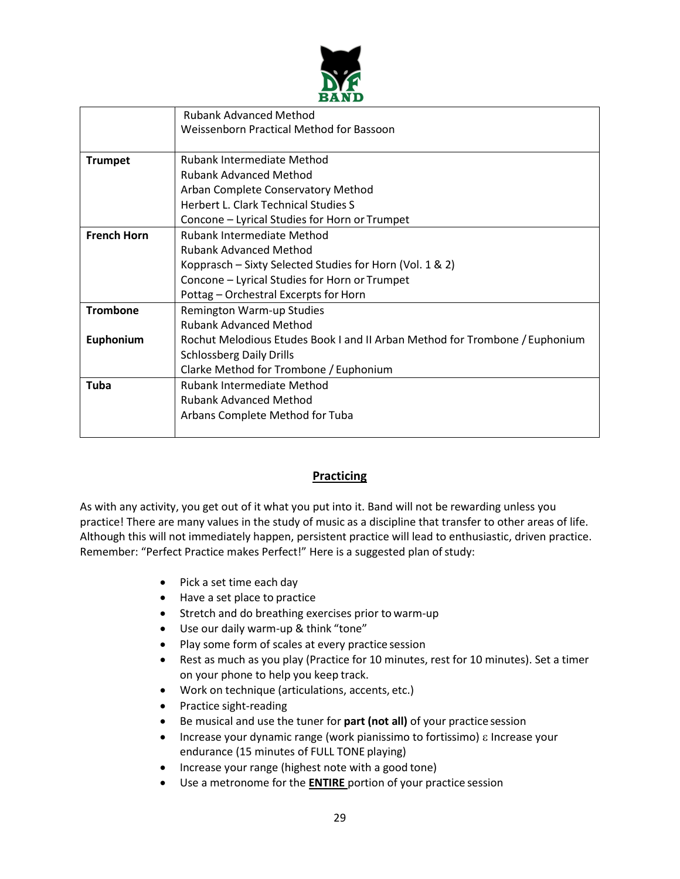| | |
|---|---|
| | Rubank Advanced Method<br>Weissenborn Practical Method for Bassoon |
| **Trumpet** | Rubank Intermediate Method<br>Rubank Advanced Method<br>Arban Complete Conservatory Method<br>Herbert L. Clark Technical Studies S<br>Concone – Lyrical Studies for Horn or Trumpet |
| **French Horn** | Rubank Intermediate Method<br>Rubank Advanced Method<br>Kopprasch – Sixty Selected Studies for Horn (Vol. 1 & 2)<br>Concone – Lyrical Studies for Horn or Trumpet<br>Pottag – Orchestral Excerpts for Horn |
| **Trombone**<br><br>**Euphonium** | Remington Warm-up Studies<br>Rubank Advanced Method<br>Rochut Melodious Etudes Book I and II Arban Method for Trombone / Euphonium<br>Schlossberg Daily Drills<br>Clarke Method for Trombone / Euphonium |
| **Tuba** | Rubank Intermediate Method<br>Rubank Advanced Method<br>Arbans Complete Method for Tuba |

## Practicing

As with any activity, you get out of it what you put into it. Band will not be rewarding unless you practice! There are many values in the study of music as a discipline that transfer to other areas of life. Although this will not immediately happen, persistent practice will lead to enthusiastic, driven practice. Remember: "Perfect Practice makes Perfect!" Here is a suggested plan of study:

- Pick a set time each day
- Have a set place to practice
- Stretch and do breathing exercises prior to warm-up
- Use our daily warm-up & think "tone"
- Play some form of scales at every practice session
- Rest as much as you play (Practice for 10 minutes, rest for 10 minutes). Set a timer on your phone to help you keep track.
- Work on technique (articulations, accents, etc.)
- Practice sight-reading
- Be musical and use the tuner for **part (not all)** of your practice session
- Increase your dynamic range (work pianissimo to fortissimo) ε Increase your endurance (15 minutes of FULL TONE playing)
- Increase your range (highest note with a good tone)
- Use a metronome for the **ENTIRE** portion of your practice session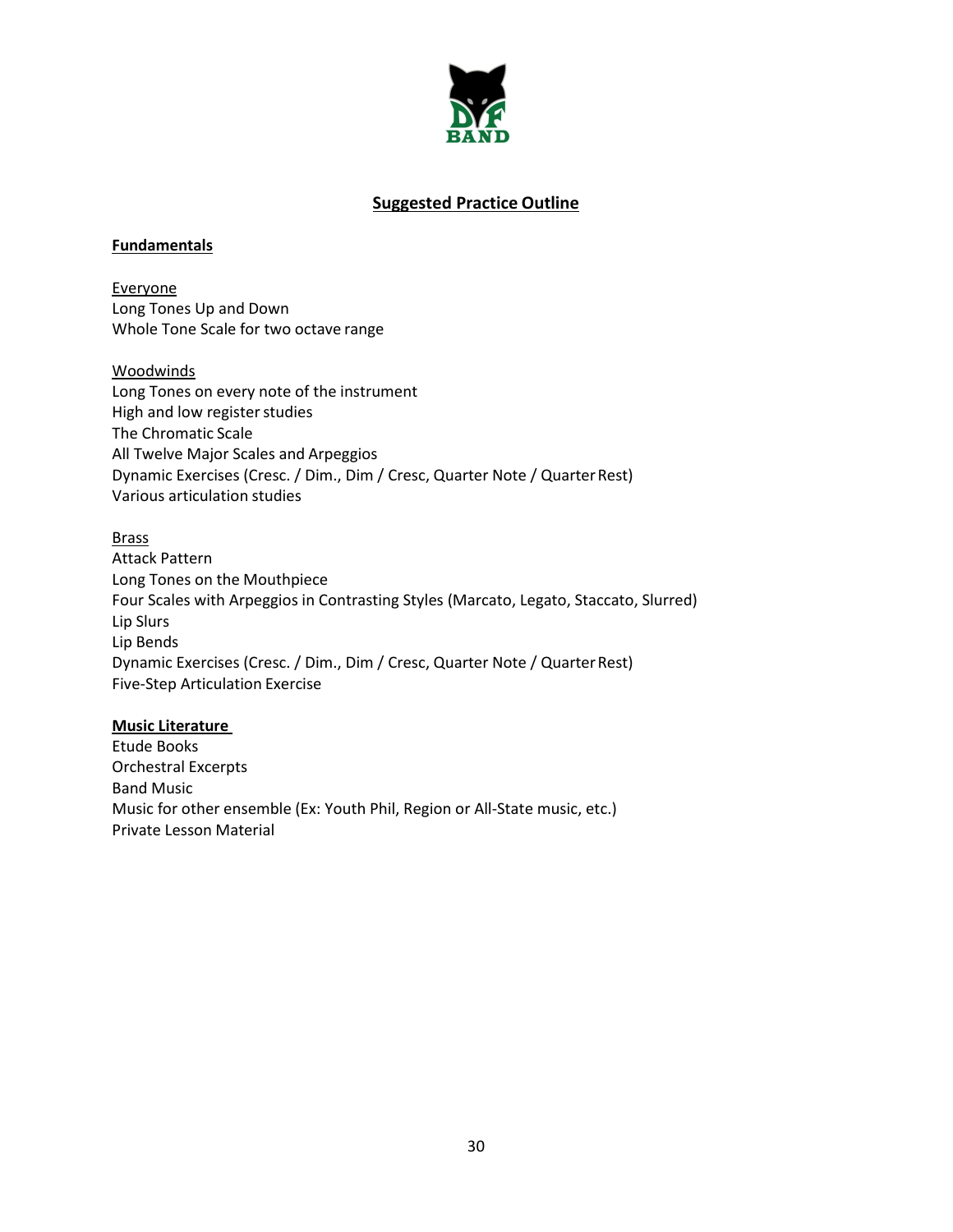## Suggested Practice Outline

### Fundamentals

Everyone
Long Tones Up and Down
Whole Tone Scale for two octave range

Woodwinds
Long Tones on every note of the instrument
High and low register studies
The Chromatic Scale
All Twelve Major Scales and Arpeggios
Dynamic Exercises (Cresc. / Dim., Dim / Cresc, Quarter Note / Quarter Rest)
Various articulation studies

Brass
Attack Pattern
Long Tones on the Mouthpiece
Four Scales with Arpeggios in Contrasting Styles (Marcato, Legato, Staccato, Slurred)
Lip Slurs
Lip Bends
Dynamic Exercises (Cresc. / Dim., Dim / Cresc, Quarter Note / Quarter Rest)
Five-Step Articulation Exercise

### Music Literature

Etude Books
Orchestral Excerpts
Band Music
Music for other ensemble (Ex: Youth Phil, Region or All-State music, etc.)
Private Lesson Material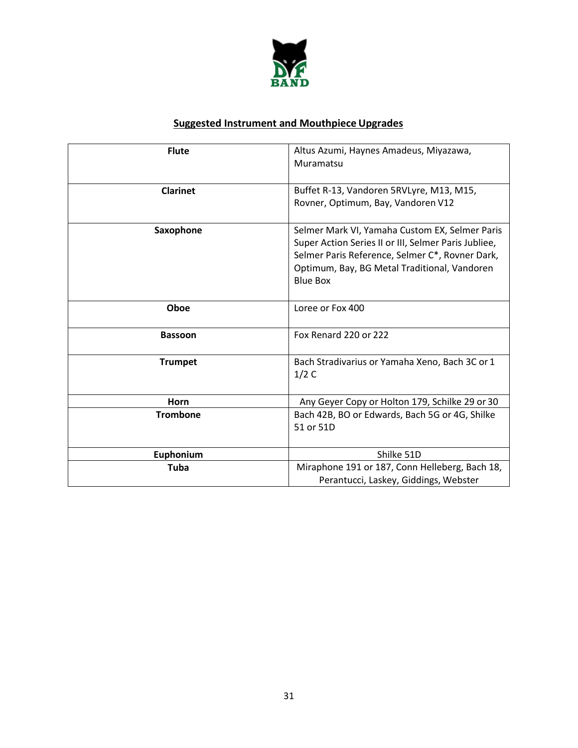## Suggested Instrument and Mouthpiece Upgrades

| | |
|---|---|
| **Flute** | Altus Azumi, Haynes Amadeus, Miyazawa, Muramatsu |
| **Clarinet** | Buffet R-13, Vandoren 5RVLyre, M13, M15, Rovner, Optimum, Bay, Vandoren V12 |
| **Saxophone** | Selmer Mark VI, Yamaha Custom EX, Selmer Paris Super Action Series II or III, Selmer Paris Jubliee, Selmer Paris Reference, Selmer C*, Rovner Dark, Optimum, Bay, BG Metal Traditional, Vandoren Blue Box |
| **Oboe** | Loree or Fox 400 |
| **Bassoon** | Fox Renard 220 or 222 |
| **Trumpet** | Bach Stradivarius or Yamaha Xeno, Bach 3C or 1 1/2 C |
| **Horn** | Any Geyer Copy or Holton 179, Schilke 29 or 30 |
| **Trombone** | Bach 42B, BO or Edwards, Bach 5G or 4G, Shilke 51 or 51D |
| **Euphonium** | Shilke 51D |
| **Tuba** | Miraphone 191 or 187, Conn Helleberg, Bach 18, Perantucci, Laskey, Giddings, Webster |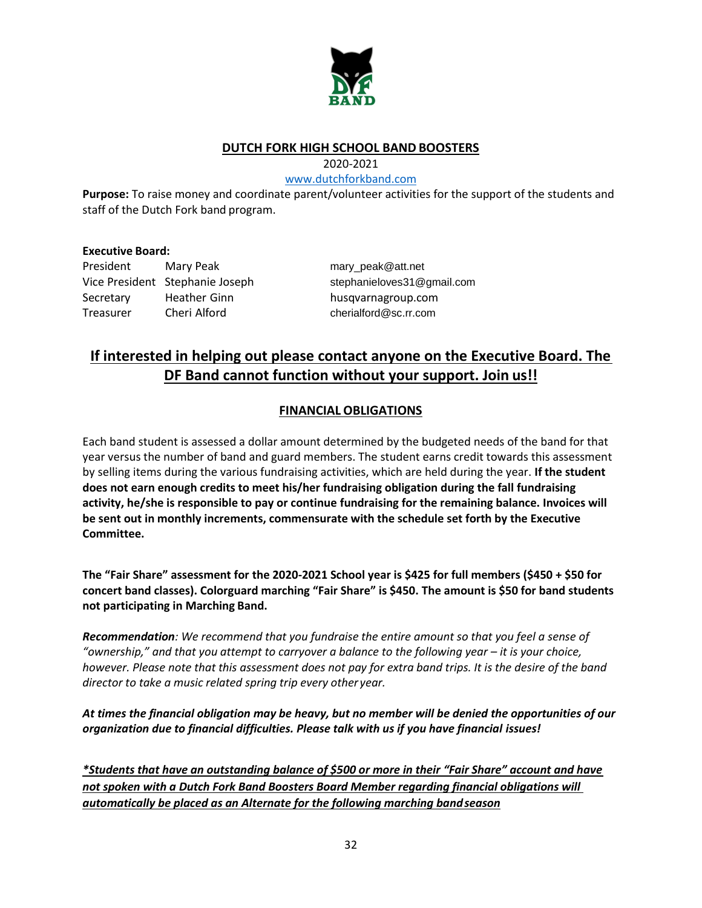## DUTCH FORK HIGH SCHOOL BAND BOOSTERS

2020-2021

www.dutchforkband.com

**Purpose:** To raise money and coordinate parent/volunteer activities for the support of the students and staff of the Dutch Fork band program.

**Executive Board:**

| | | |
|---|---|---|
| President | Mary Peak | mary_peak@att.net |
| Vice President | Stephanie Joseph | stephanieloves31@gmail.com |
| Secretary | Heather Ginn | husqvarnagroup.com |
| Treasurer | Cheri Alford | cherialford@sc.rr.com |

## If interested in helping out please contact anyone on the Executive Board. The DF Band cannot function without your support. Join us!!

### FINANCIAL OBLIGATIONS

Each band student is assessed a dollar amount determined by the budgeted needs of the band for that year versus the number of band and guard members. The student earns credit towards this assessment by selling items during the various fundraising activities, which are held during the year. **If the student does not earn enough credits to meet his/her fundraising obligation during the fall fundraising activity, he/she is responsible to pay or continue fundraising for the remaining balance. Invoices will be sent out in monthly increments, commensurate with the schedule set forth by the Executive Committee.**

**The "Fair Share" assessment for the 2020-2021 School year is $425 for full members ($450 + $50 for concert band classes). Colorguard marching "Fair Share" is $450. The amount is $50 for band students not participating in Marching Band.**

***Recommendation**: We recommend that you fundraise the entire amount so that you feel a sense of "ownership," and that you attempt to carryover a balance to the following year – it is your choice, however. Please note that this assessment does not pay for extra band trips. It is the desire of the band director to take a music related spring trip every other year.*

***At times the financial obligation may be heavy, but no member will be denied the opportunities of our organization due to financial difficulties. Please talk with us if you have financial issues!***

***\*Students that have an outstanding balance of $500 or more in their "Fair Share" account and have not spoken with a Dutch Fork Band Boosters Board Member regarding financial obligations will automatically be placed as an Alternate for the following marching band season***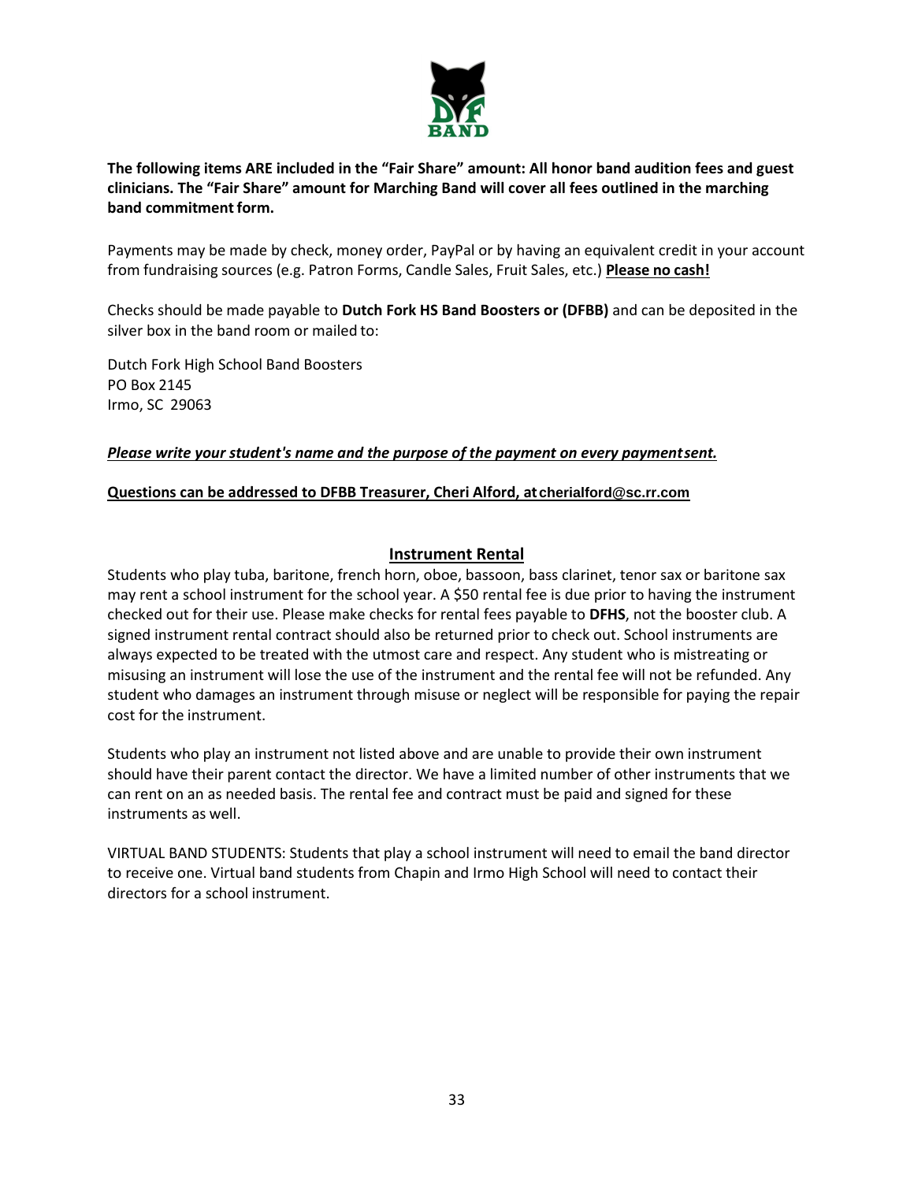**The following items ARE included in the "Fair Share" amount: All honor band audition fees and guest clinicians. The "Fair Share" amount for Marching Band will cover all fees outlined in the marching band commitment form.**

Payments may be made by check, money order, PayPal or by having an equivalent credit in your account from fundraising sources (e.g. Patron Forms, Candle Sales, Fruit Sales, etc.) **Please no cash!**

Checks should be made payable to **Dutch Fork HS Band Boosters or (DFBB)** and can be deposited in the silver box in the band room or mailed to:

Dutch Fork High School Band Boosters
PO Box 2145
Irmo, SC 29063

***Please write your student's name and the purpose of the payment on every payment sent.***

**Questions can be addressed to DFBB Treasurer, Cheri Alford, at cherialford@sc.rr.com**

## Instrument Rental

Students who play tuba, baritone, french horn, oboe, bassoon, bass clarinet, tenor sax or baritone sax may rent a school instrument for the school year. A $50 rental fee is due prior to having the instrument checked out for their use. Please make checks for rental fees payable to **DFHS**, not the booster club. A signed instrument rental contract should also be returned prior to check out. School instruments are always expected to be treated with the utmost care and respect. Any student who is mistreating or misusing an instrument will lose the use of the instrument and the rental fee will not be refunded. Any student who damages an instrument through misuse or neglect will be responsible for paying the repair cost for the instrument.

Students who play an instrument not listed above and are unable to provide their own instrument should have their parent contact the director. We have a limited number of other instruments that we can rent on an as needed basis. The rental fee and contract must be paid and signed for these instruments as well.

VIRTUAL BAND STUDENTS: Students that play a school instrument will need to email the band director to receive one. Virtual band students from Chapin and Irmo High School will need to contact their directors for a school instrument.